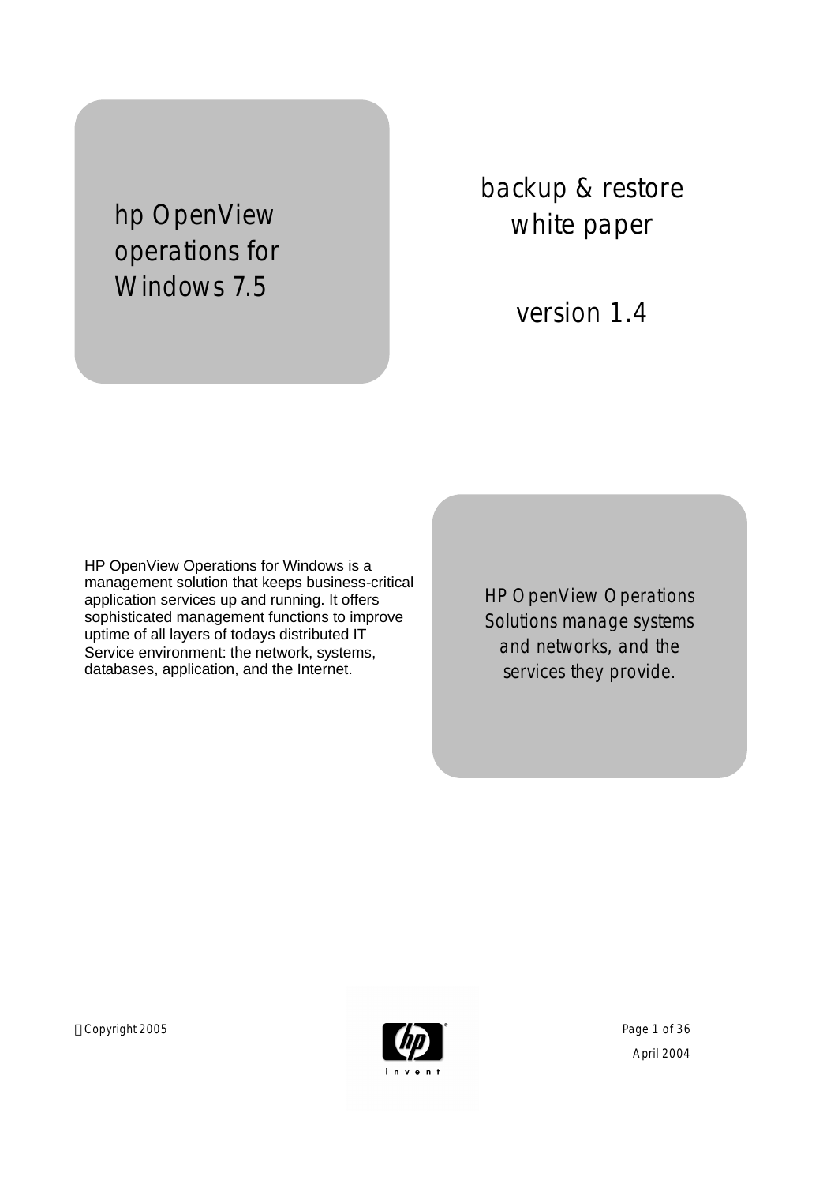# hp OpenView operations for Windows 7.5

# backup & restore white paper

## version 1.4

HP OpenView Operations for Windows is a management solution that keeps business-critical application services up and running. It offers sophisticated management functions to improve uptime of all layers of todays distributed IT Service environment: the network, systems, databases, application, and the Internet.

*HP OpenView Operations Solutions manage systems and networks, and the services they provide.*

Copyright 2005

April 2004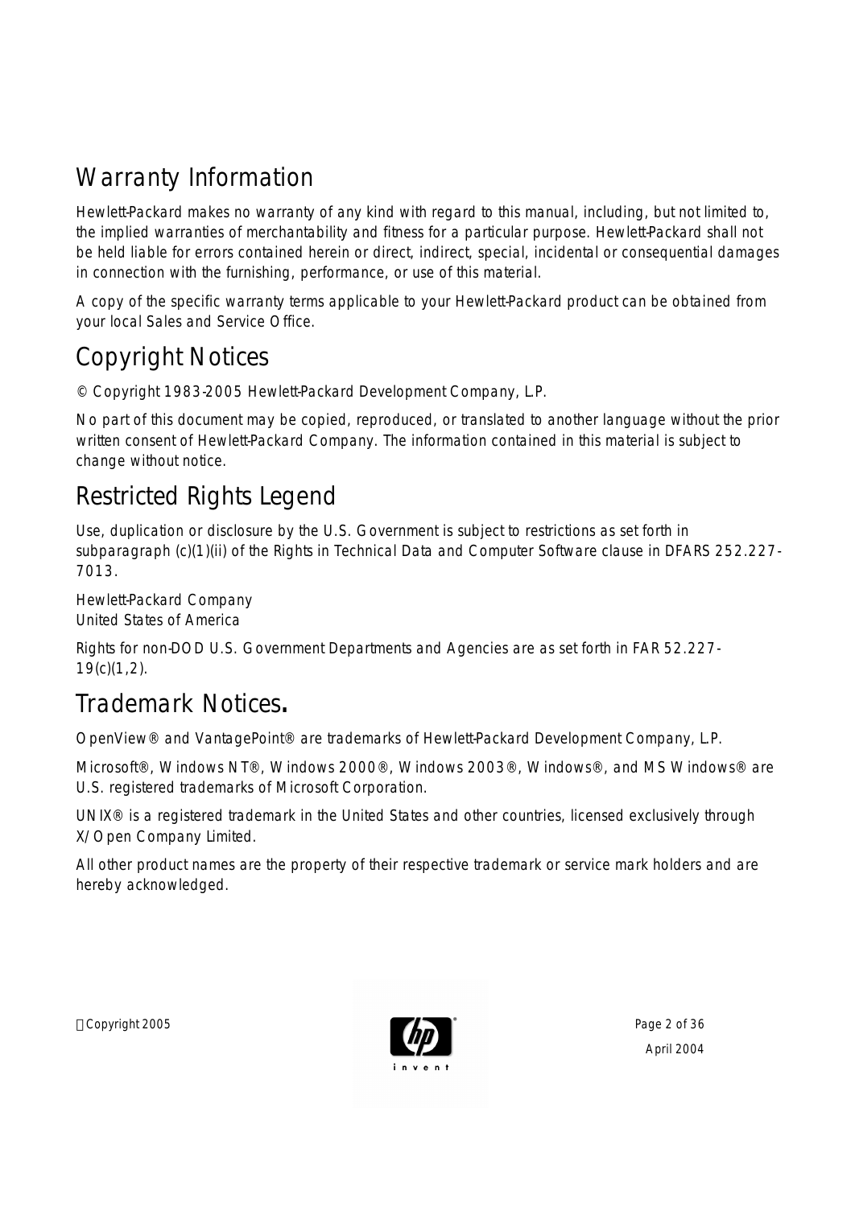## Warranty Information

Hewlett-Packard makes no warranty of any kind with regard to this manual, including, but not limited to, the implied warranties of merchantability and fitness for a particular purpose. Hewlett-Packard shall not be held liable for errors contained herein or direct, indirect, special, incidental or consequential damages in connection with the furnishing, performance, or use of this material.

A copy of the specific warranty terms applicable to your Hewlett-Packard product can be obtained from your local Sales and Service Office.

## Copyright Notices

© Copyright 1983-2005 Hewlett-Packard Development Company, L.P.

No part of this document may be copied, reproduced, or translated to another language without the prior written consent of Hewlett-Packard Company. The information contained in this material is subject to change without notice.

## Restricted Rights Legend

Use, duplication or disclosure by the U.S. Government is subject to restrictions as set forth in subparagraph (c)(1)(ii) of the Rights in Technical Data and Computer Software clause in DFARS 252.227-7013.

Hewlett-Packard Company
United States of America

Rights for non-DOD U.S. Government Departments and Agencies are as set forth in FAR 52.227-19(c)(1,2).

## Trademark Notices.

OpenView® and VantagePoint® are trademarks of Hewlett-Packard Development Company, L.P.

Microsoft®, Windows NT®, Windows 2000®, Windows 2003®, Windows®, and MS Windows® are U.S. registered trademarks of Microsoft Corporation.

UNIX® is a registered trademark in the United States and other countries, licensed exclusively through X/Open Company Limited.

All other product names are the property of their respective trademark or service mark holders and are hereby acknowledged.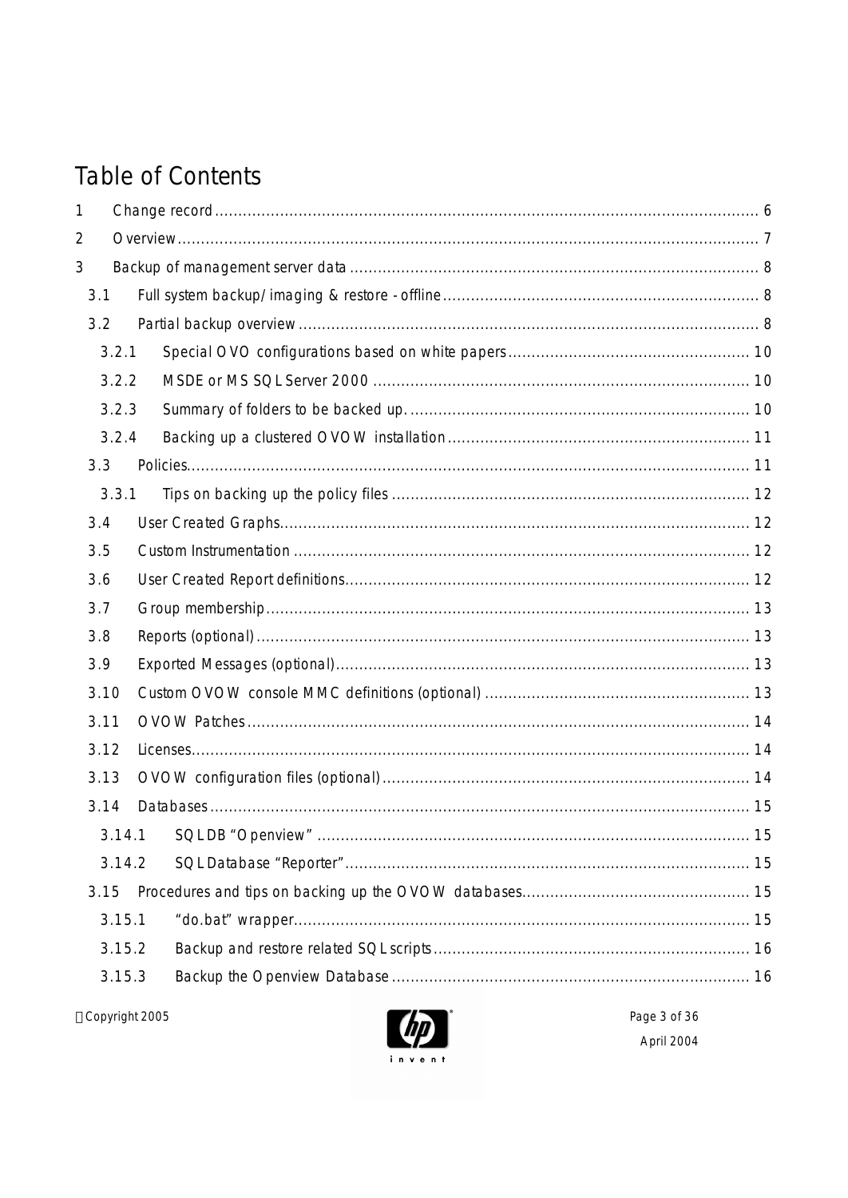# Table of Contents

1 Change record ..... 6

2 Overview ..... 7

3 Backup of management server data ..... 8

- 3.1 Full system backup/imaging & restore - offline ..... 8
- 3.2 Partial backup overview ..... 8
  - 3.2.1 Special OVO configurations based on white papers ..... 10
  - 3.2.2 MSDE or MS SQL Server 2000 ..... 10
  - 3.2.3 Summary of folders to be backed up. ..... 10
  - 3.2.4 Backing up a clustered OVOW installation ..... 11
- 3.3 Policies ..... 11
  - 3.3.1 Tips on backing up the policy files ..... 12
- 3.4 User Created Graphs ..... 12
- 3.5 Custom Instrumentation ..... 12
- 3.6 User Created Report definitions ..... 12
- 3.7 Group membership ..... 13
- 3.8 Reports (optional) ..... 13
- 3.9 Exported Messages (optional) ..... 13
- 3.10 Custom OVOW console MMC definitions (optional) ..... 13
- 3.11 OVOW Patches ..... 14
- 3.12 Licenses ..... 14
- 3.13 OVOW configuration files (optional) ..... 14
- 3.14 Databases ..... 15
  - 3.14.1 SQL DB "Openview" ..... 15
  - 3.14.2 SQL Database "Reporter" ..... 15
- 3.15 Procedures and tips on backing up the OVOW databases ..... 15
  - 3.15.1 "do.bat" wrapper ..... 15
  - 3.15.2 Backup and restore related SQL scripts ..... 16
  - 3.15.3 Backup the Openview Database ..... 16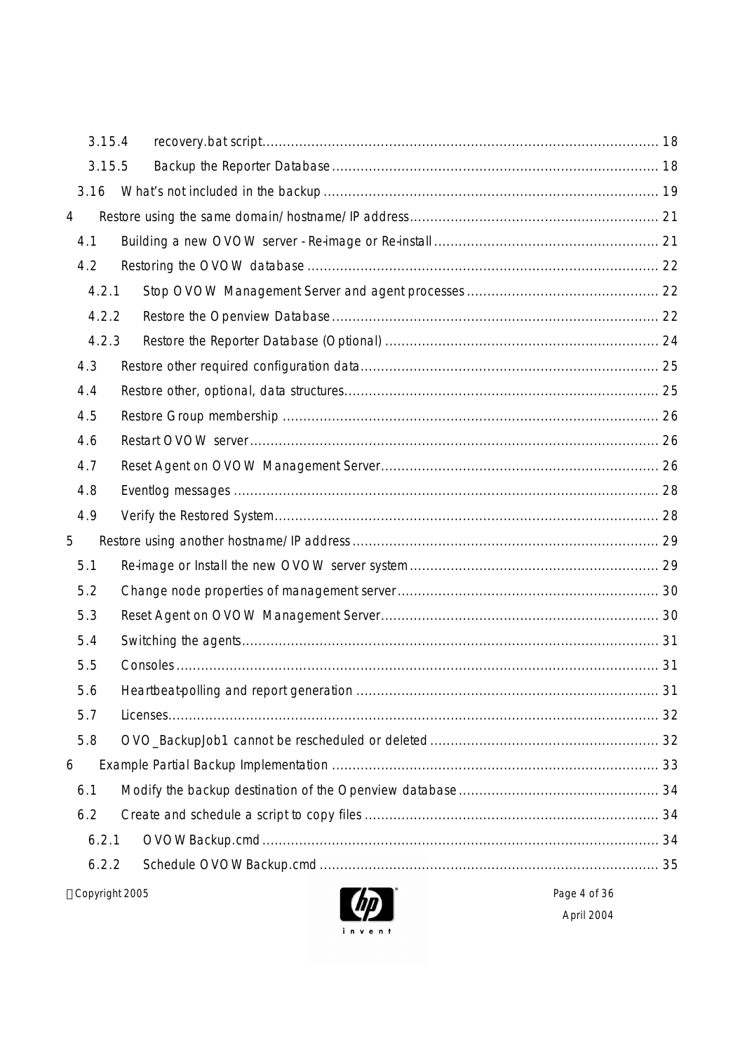3.15.4 recovery.bat script ..... 18

3.15.5 Backup the Reporter Database ..... 18

3.16 What's not included in the backup ..... 19

4 Restore using the same domain/hostname/IP address ..... 21

4.1 Building a new OVOW server - Re-image or Re-install ..... 21

4.2 Restoring the OVOW database ..... 22

4.2.1 Stop OVOW Management Server and agent processes ..... 22

4.2.2 Restore the Openview Database ..... 22

4.2.3 Restore the Reporter Database (Optional) ..... 24

4.3 Restore other required configuration data ..... 25

4.4 Restore other, optional, data structures ..... 25

4.5 Restore Group membership ..... 26

4.6 Restart OVOW server ..... 26

4.7 Reset Agent on OVOW Management Server ..... 26

4.8 Eventlog messages ..... 28

4.9 Verify the Restored System ..... 28

5 Restore using another hostname/IP address ..... 29

5.1 Re-image or Install the new OVOW server system ..... 29

5.2 Change node properties of management server ..... 30

5.3 Reset Agent on OVOW Management Server ..... 30

5.4 Switching the agents ..... 31

5.5 Consoles ..... 31

5.6 Heartbeat-polling and report generation ..... 31

5.7 Licenses ..... 32

5.8 OVO_BackupJob1 cannot be rescheduled or deleted ..... 32

6 Example Partial Backup Implementation ..... 33

6.1 Modify the backup destination of the Openview database ..... 34

6.2 Create and schedule a script to copy files ..... 34

6.2.1 OVOWBackup.cmd ..... 34

6.2.2 Schedule OVOWBackup.cmd ..... 35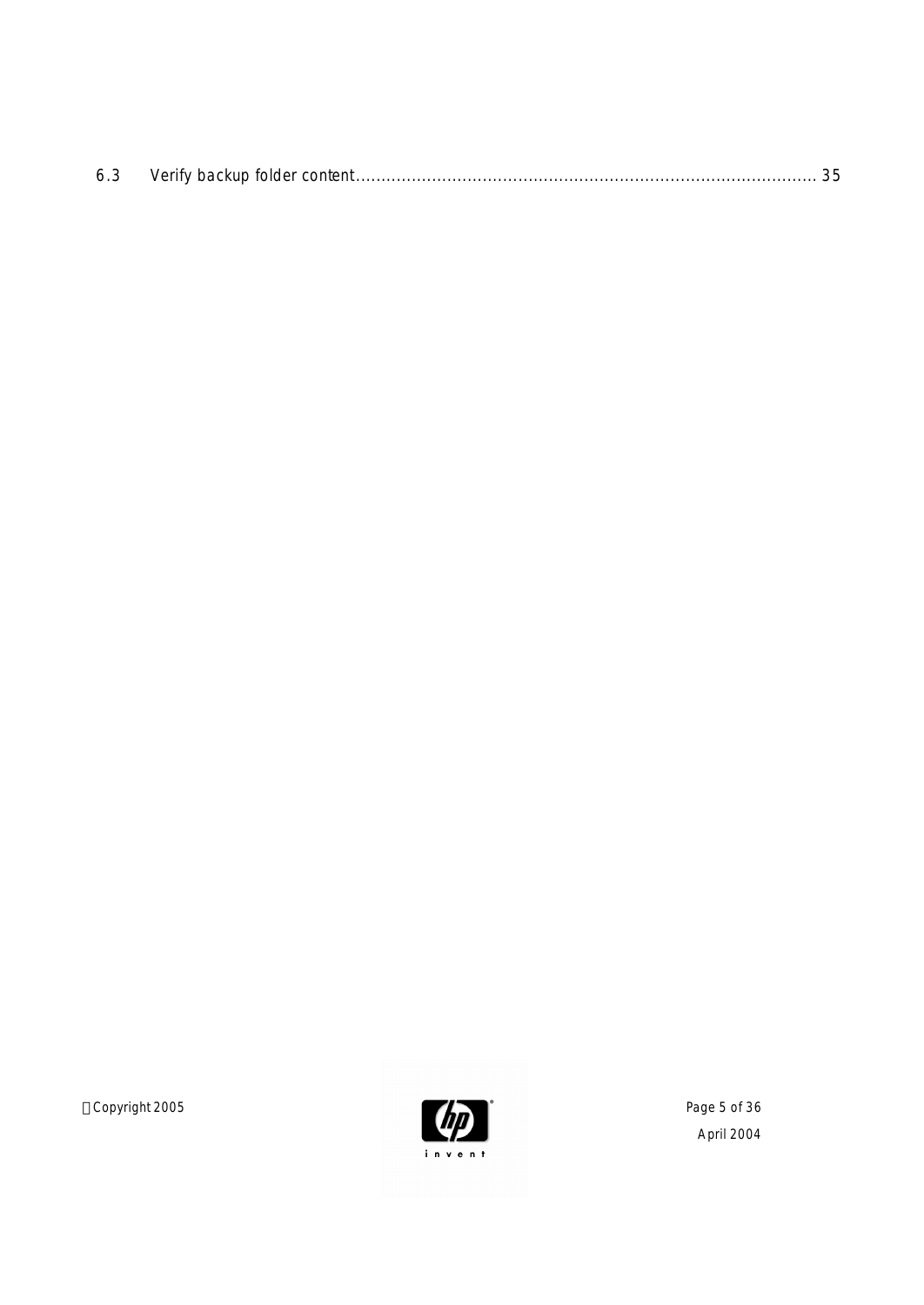6.3 Verify backup folder content........................................................................................ 35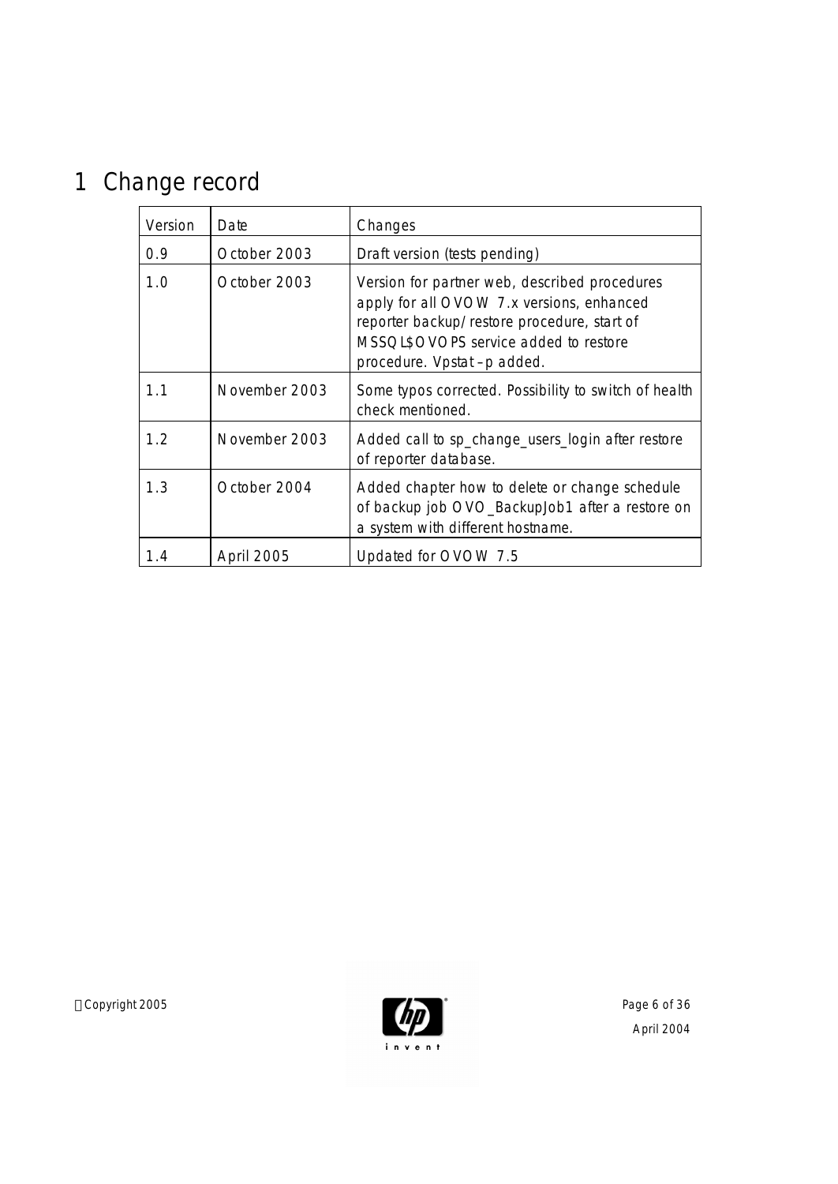# 1 Change record

| Version | Date | Changes |
|---|---|---|
| 0.9 | October 2003 | Draft version (tests pending) |
| 1.0 | October 2003 | Version for partner web, described procedures apply for all OVOW 7.x versions, enhanced reporter backup/restore procedure, start of MSSQL$OVOPS service added to restore procedure. Vpstat –p added. |
| 1.1 | November 2003 | Some typos corrected. Possibility to switch of health check mentioned. |
| 1.2 | November 2003 | Added call to sp_change_users_login after restore of reporter database. |
| 1.3 | October 2004 | Added chapter how to delete or change schedule of backup job OVO_BackupJob1 after a restore on a system with different hostname. |
| 1.4 | April 2005 | Updated for OVOW 7.5 |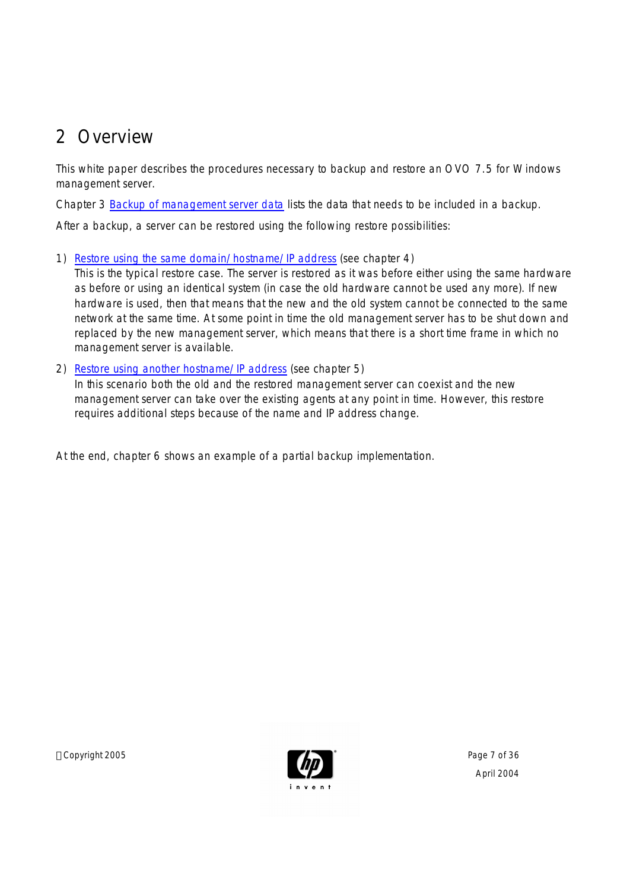# 2 Overview

This white paper describes the procedures necessary to backup and restore an OVO 7.5 for Windows management server.

Chapter 3 Backup of management server data lists the data that needs to be included in a backup.

After a backup, a server can be restored using the following restore possibilities:

1) Restore using the same domain/hostname/IP address (see chapter 4)
   This is the typical restore case. The server is restored as it was before either using the same hardware as before or using an identical system (in case the old hardware cannot be used any more). If new hardware is used, then that means that the new and the old system cannot be connected to the same network at the same time. At some point in time the old management server has to be shut down and replaced by the new management server, which means that there is a short time frame in which no management server is available.

2) Restore using another hostname/IP address (see chapter 5)
   In this scenario both the old and the restored management server can coexist and the new management server can take over the existing agents at any point in time. However, this restore requires additional steps because of the name and IP address change.

At the end, chapter 6 shows an example of a partial backup implementation.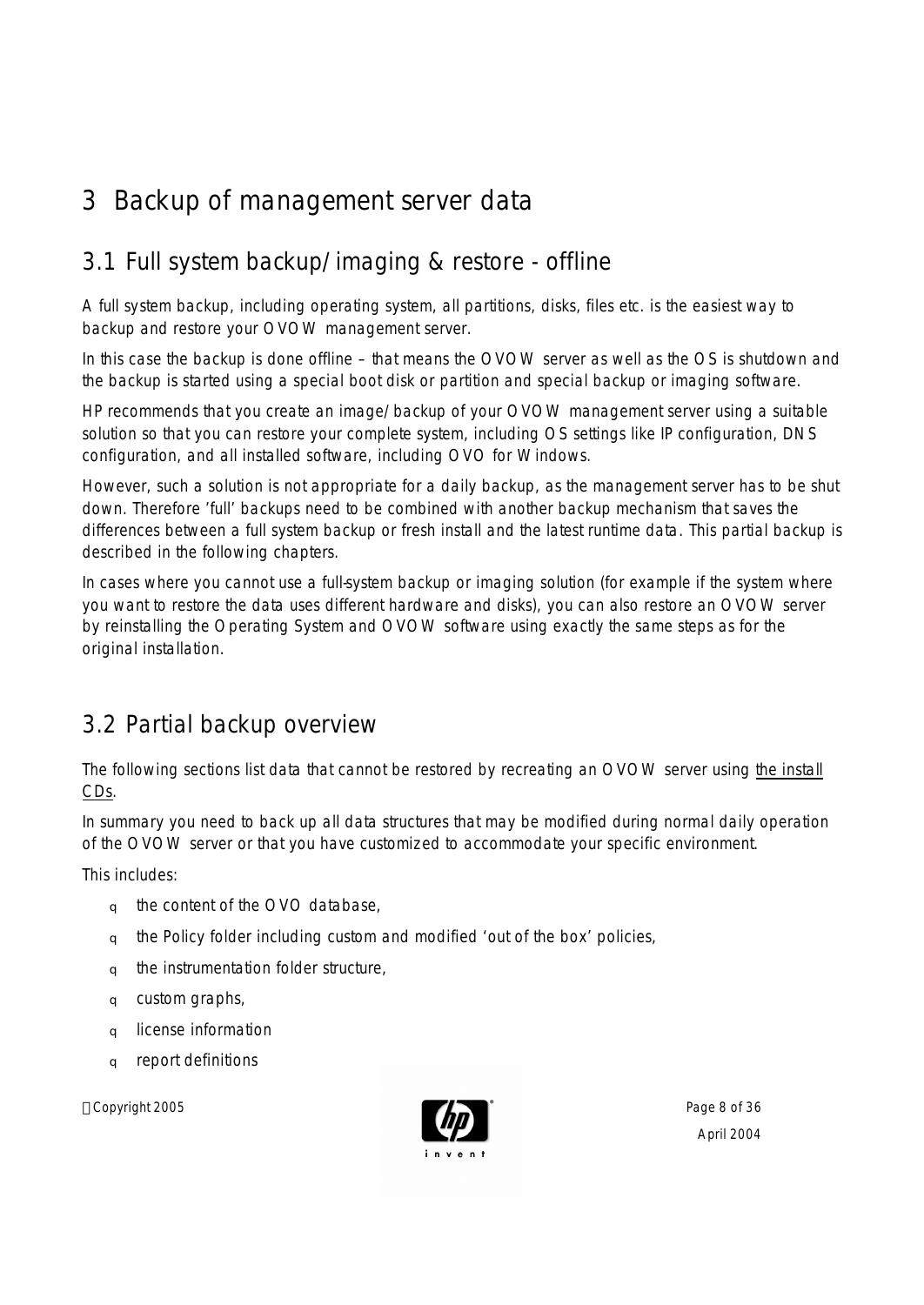# 3 Backup of management server data

## 3.1 Full system backup/imaging & restore - offline

A full system backup, including operating system, all partitions, disks, files etc. is the easiest way to backup and restore your OVOW management server.

In this case the backup is done offline – that means the OVOW server as well as the OS is shutdown and the backup is started using a special boot disk or partition and special backup or imaging software.

HP recommends that you create an image/backup of your OVOW management server using a suitable solution so that you can restore your complete system, including OS settings like IP configuration, DNS configuration, and all installed software, including OVO for Windows.

However, such a solution is not appropriate for a daily backup, as the management server has to be shut down. Therefore 'full' backups need to be combined with another backup mechanism that saves the differences between a full system backup or fresh install and the latest runtime data. This partial backup is described in the following chapters.

In cases where you cannot use a full-system backup or imaging solution (for example if the system where you want to restore the data uses different hardware and disks), you can also restore an OVOW server by reinstalling the Operating System and OVOW software using exactly the same steps as for the original installation.

## 3.2 Partial backup overview

The following sections list data that cannot be restored by recreating an OVOW server using the install CDs.

In summary you need to back up all data structures that may be modified during normal daily operation of the OVOW server or that you have customized to accommodate your specific environment.

This includes:

- the content of the OVO database,
- the Policy folder including custom and modified 'out of the box' policies,
- the instrumentation folder structure,
- custom graphs,
- license information
- report definitions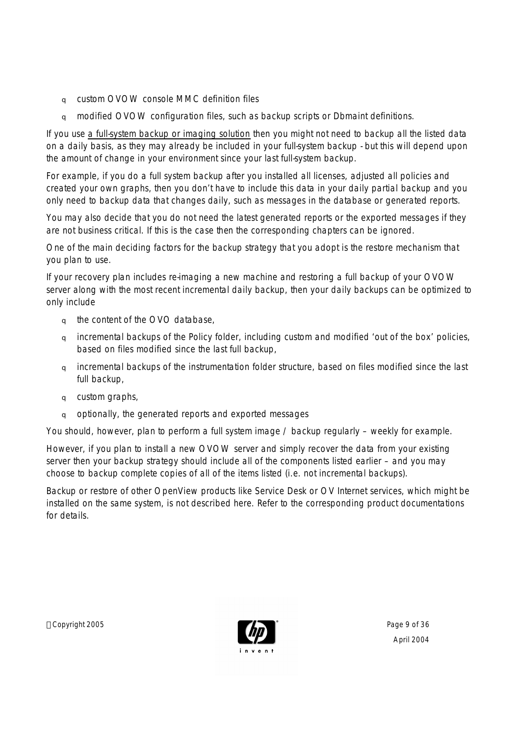- custom OVOW console MMC definition files
- modified OVOW configuration files, such as backup scripts or Dbmaint definitions.

If you use a full-system backup or imaging solution then you might not need to backup all the listed data on a daily basis, as they may already be included in your full-system backup - but this will depend upon the amount of change in your environment since your last full-system backup.

For example, if you do a full system backup after you installed all licenses, adjusted all policies and created your own graphs, then you don't have to include this data in your daily partial backup and you only need to backup data that changes daily, such as messages in the database or generated reports.

You may also decide that you do not need the latest generated reports or the exported messages if they are not business critical. If this is the case then the corresponding chapters can be ignored.

One of the main deciding factors for the backup strategy that you adopt is the restore mechanism that you plan to use.

If your recovery plan includes re-imaging a new machine and restoring a full backup of your OVOW server along with the most recent incremental daily backup, then your daily backups can be optimized to only include

- the content of the OVO database,
- incremental backups of the Policy folder, including custom and modified 'out of the box' policies, based on files modified since the last full backup,
- incremental backups of the instrumentation folder structure, based on files modified since the last full backup,
- custom graphs,
- optionally, the generated reports and exported messages

You should, however, plan to perform a full system image / backup regularly – weekly for example.

However, if you plan to install a new OVOW server and simply recover the data from your existing server then your backup strategy should include all of the components listed earlier – and you may choose to backup complete copies of all of the items listed (i.e. not incremental backups).

Backup or restore of other OpenView products like Service Desk or OV Internet services, which might be installed on the same system, is not described here. Refer to the corresponding product documentations for details.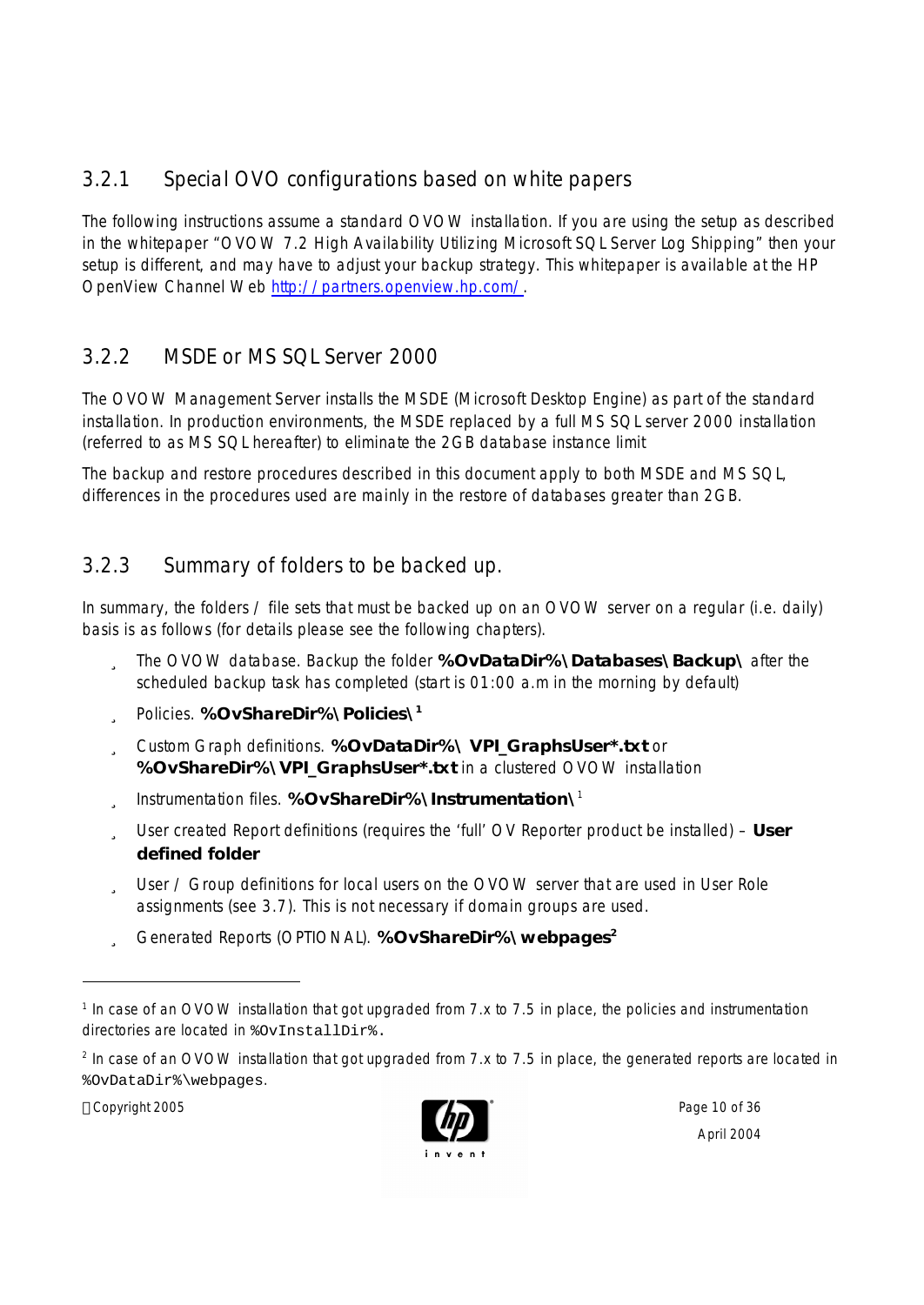### 3.2.1 Special OVO configurations based on white papers

The following instructions assume a standard OVOW installation. If you are using the setup as described in the whitepaper "OVOW 7.2 High Availability Utilizing Microsoft SQL Server Log Shipping" then your setup is different, and may have to adjust your backup strategy. This whitepaper is available at the HP OpenView Channel Web http://partners.openview.hp.com/.

### 3.2.2 MSDE or MS SQL Server 2000

The OVOW Management Server installs the MSDE (Microsoft Desktop Engine) as part of the standard installation. In production environments, the MSDE replaced by a full MS SQL server 2000 installation (referred to as MS SQL hereafter) to eliminate the 2GB database instance limit

The backup and restore procedures described in this document apply to both MSDE and MS SQL, differences in the procedures used are mainly in the restore of databases greater than 2GB.

### 3.2.3 Summary of folders to be backed up.

In summary, the folders / file sets that must be backed up on an OVOW server on a regular (i.e. daily) basis is as follows (for details please see the following chapters).

- The OVOW database. Backup the folder **%OvDataDir%\Databases\Backup\** after the scheduled backup task has completed (start is 01:00 a.m in the morning by default)
- Policies. **%OvShareDir%\Policies\**[1]
- Custom Graph definitions. **%OvDataDir%\ VPI_GraphsUser*.txt** or **%OvShareDir%\VPI_GraphsUser*.txt** in a clustered OVOW installation
- Instrumentation files. **%OvShareDir%\Instrumentation\**[1]
- User created Report definitions (requires the 'full' OV Reporter product be installed) – **User defined folder**
- User / Group definitions for local users on the OVOW server that are used in User Role assignments (see 3.7). This is not necessary if domain groups are used.
- Generated Reports (OPTIONAL). **%OvShareDir%\webpages**[2]

---

[1] In case of an OVOW installation that got upgraded from 7.x to 7.5 in place, the policies and instrumentation directories are located in `%OvInstallDir%`.

[2] In case of an OVOW installation that got upgraded from 7.x to 7.5 in place, the generated reports are located in `%OvDataDir%\webpages`.

©Copyright 2005

April 2004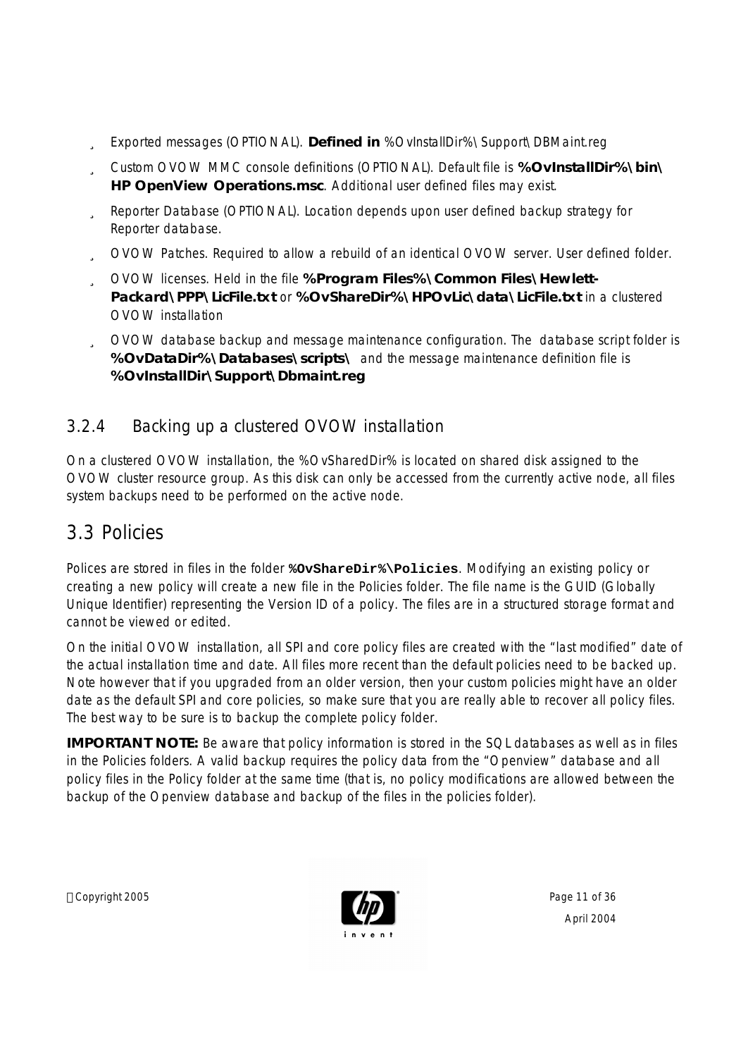- Exported messages (OPTIONAL). **Defined in** %OvInstallDir%\Support\DBMaint.reg
- Custom OVOW MMC console definitions (OPTIONAL). Default file is **%OvInstallDir%\bin\HP OpenView Operations.msc**. Additional user defined files may exist.
- Reporter Database (OPTIONAL). Location depends upon user defined backup strategy for Reporter database.
- OVOW Patches. Required to allow a rebuild of an identical OVOW server. User defined folder.
- OVOW licenses. Held in the file **%Program Files%\Common Files\Hewlett-Packard\PPP\LicFile.txt** or **%OvShareDir%\HPOvLic\data\LicFile.txt** in a clustered OVOW installation
- OVOW database backup and message maintenance configuration. The database script folder is **%OvDataDir%\Databases\scripts\** and the message maintenance definition file is **%OvInstallDir\Support\Dbmaint.reg**

### 3.2.4 Backing up a clustered OVOW installation

On a clustered OVOW installation, the %OvSharedDir% is located on shared disk assigned to the OVOW cluster resource group. As this disk can only be accessed from the currently active node, all files system backups need to be performed on the active node.

## 3.3 Policies

Polices are stored in files in the folder **`%OvShareDir%\Policies`**. Modifying an existing policy or creating a new policy will create a new file in the Policies folder. The file name is the GUID (Globally Unique Identifier) representing the Version ID of a policy. The files are in a structured storage format and cannot be viewed or edited.

On the initial OVOW installation, all SPI and core policy files are created with the "last modified" date of the actual installation time and date. All files more recent than the default policies need to be backed up. Note however that if you upgraded from an older version, then your custom policies might have an older date as the default SPI and core policies, so make sure that you are really able to recover all policy files. The best way to be sure is to backup the complete policy folder.

**IMPORTANT NOTE:** Be aware that policy information is stored in the SQL databases as well as in files in the Policies folders. A valid backup requires the policy data from the "Openview" database and all policy files in the Policy folder at the same time (that is, no policy modifications are allowed between the backup of the Openview database and backup of the files in the policies folder).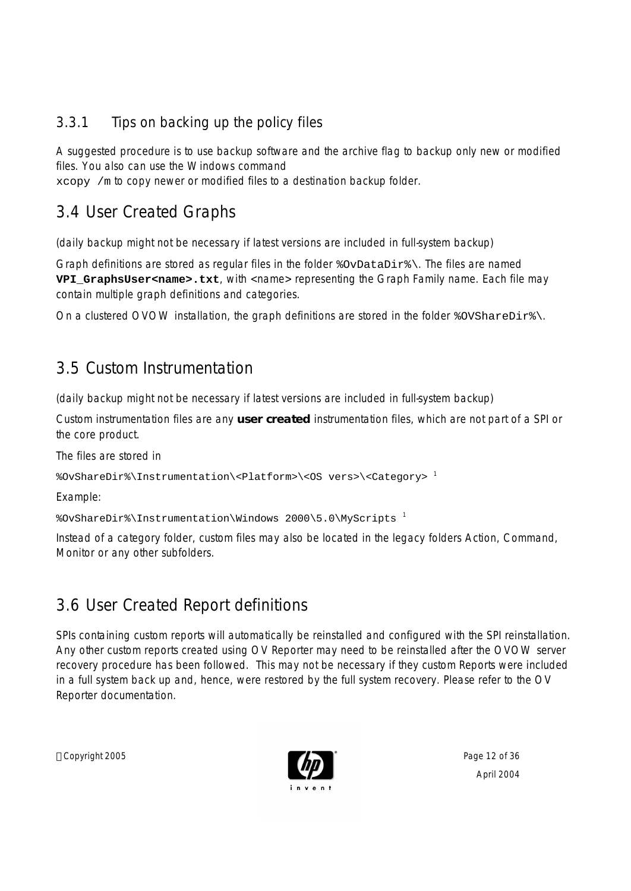### 3.3.1 Tips on backing up the policy files

A suggested procedure is to use backup software and the archive flag to backup only new or modified files. You also can use the Windows command `xcopy /m` to copy newer or modified files to a destination backup folder.

## 3.4 User Created Graphs

*(daily backup might not be necessary if latest versions are included in full-system backup)*

Graph definitions are stored as regular files in the folder `%OvDataDir%\`. The files are named **`VPI_GraphsUser<name>.txt`**, with <name> representing the Graph Family name. Each file may contain multiple graph definitions and categories.

On a clustered OVOW installation, the graph definitions are stored in the folder `%OVShareDir%\`.

## 3.5 Custom Instrumentation

*(daily backup might not be necessary if latest versions are included in full-system backup)*

Custom instrumentation files are any **user created** instrumentation files, which are not part of a SPI or the core product.

The files are stored in

`%OvShareDir%\Instrumentation\<Platform>\<OS vers>\<Category>` [1]

Example:

`%OvShareDir%\Instrumentation\Windows 2000\5.0\MyScripts` [1]

Instead of a category folder, custom files may also be located in the legacy folders Action, Command, Monitor or any other subfolders.

## 3.6 User Created Report definitions

SPIs containing custom reports will automatically be reinstalled and configured with the SPI reinstallation. Any other custom reports created using OV Reporter may need to be reinstalled after the OVOW server recovery procedure has been followed. This may not be necessary if they custom Reports were included in a full system back up and, hence, were restored by the full system recovery. Please refer to the OV Reporter documentation.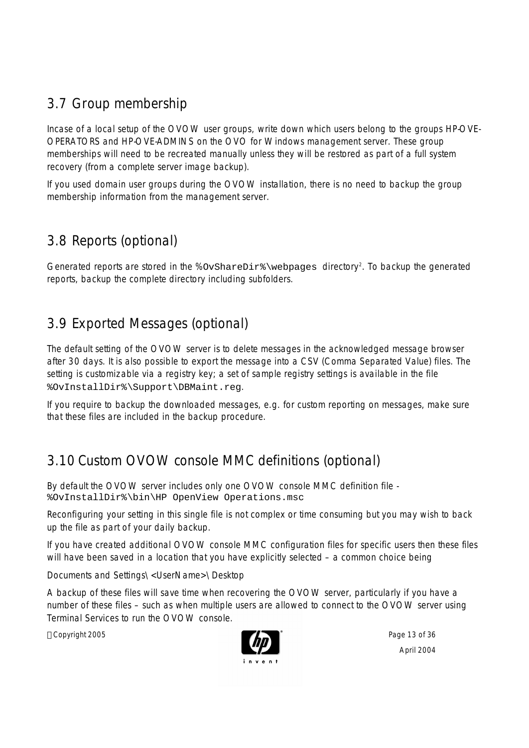## 3.7 Group membership

Incase of a local setup of the OVOW user groups, write down which users belong to the groups HP-OVE-OPERATORS and HP-OVE-ADMINS on the OVO for Windows management server. These group memberships will need to be recreated manually unless they will be restored as part of a full system recovery (from a complete server image backup).

If you used domain user groups during the OVOW installation, there is no need to backup the group membership information from the management server.

## 3.8 Reports (optional)

Generated reports are stored in the `%OvShareDir%\webpages` directory[2]. To backup the generated reports, backup the complete directory including subfolders.

## 3.9 Exported Messages (optional)

The default setting of the OVOW server is to delete messages in the acknowledged message browser after 30 days. It is also possible to export the message into a CSV (Comma Separated Value) files. The setting is customizable via a registry key; a set of sample registry settings is available in the file `%OvInstallDir%\Support\DBMaint.reg`.

If you require to backup the downloaded messages, e.g. for custom reporting on messages, make sure that these files are included in the backup procedure.

## 3.10 Custom OVOW console MMC definitions (optional)

By default the OVOW server includes only one OVOW console MMC definition file - `%OvInstallDir%\bin\HP OpenView Operations.msc`

Reconfiguring your setting in this single file is not complex or time consuming but you may wish to back up the file as part of your daily backup.

If you have created additional OVOW console MMC configuration files for specific users then these files will have been saved in a location that you have explicitly selected – a common choice being

Documents and Settings\<UserName>\Desktop

A backup of these files will save time when recovering the OVOW server, particularly if you have a number of these files – such as when multiple users are allowed to connect to the OVOW server using Terminal Services to run the OVOW console.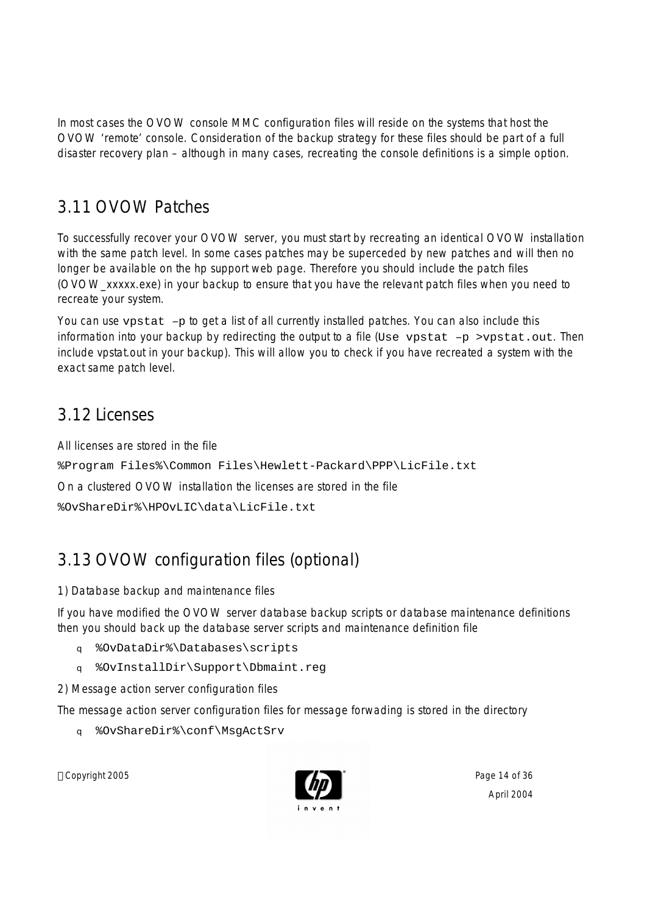In most cases the OVOW console MMC configuration files will reside on the systems that host the OVOW 'remote' console. Consideration of the backup strategy for these files should be part of a full disaster recovery plan – although in many cases, recreating the console definitions is a simple option.

## 3.11 OVOW Patches

To successfully recover your OVOW server, you must start by recreating an identical OVOW installation with the same patch level. In some cases patches may be superceded by new patches and will then no longer be available on the hp support web page. Therefore you should include the patch files (OVOW_xxxxx.exe) in your backup to ensure that you have the relevant patch files when you need to recreate your system.

You can use `vpstat –p` to get a list of all currently installed patches. You can also include this information into your backup by redirecting the output to a file (`Use vpstat –p >vpstat.out`. Then include vpstat.out in your backup). This will allow you to check if you have recreated a system with the exact same patch level.

## 3.12 Licenses

All licenses are stored in the file

`%Program Files%\Common Files\Hewlett-Packard\PPP\LicFile.txt`

On a clustered OVOW installation the licenses are stored in the file

`%OvShareDir%\HPOvLIC\data\LicFile.txt`

## 3.13 OVOW configuration files (optional)

1) Database backup and maintenance files

If you have modified the OVOW server database backup scripts or database maintenance definitions then you should back up the database server scripts and maintenance definition file

- `%OvDataDir%\Databases\scripts`
- `%OvInstallDir\Support\Dbmaint.reg`

2) Message action server configuration files

The message action server configuration files for message forwading is stored in the directory

- `%OvShareDir%\conf\MsgActSrv`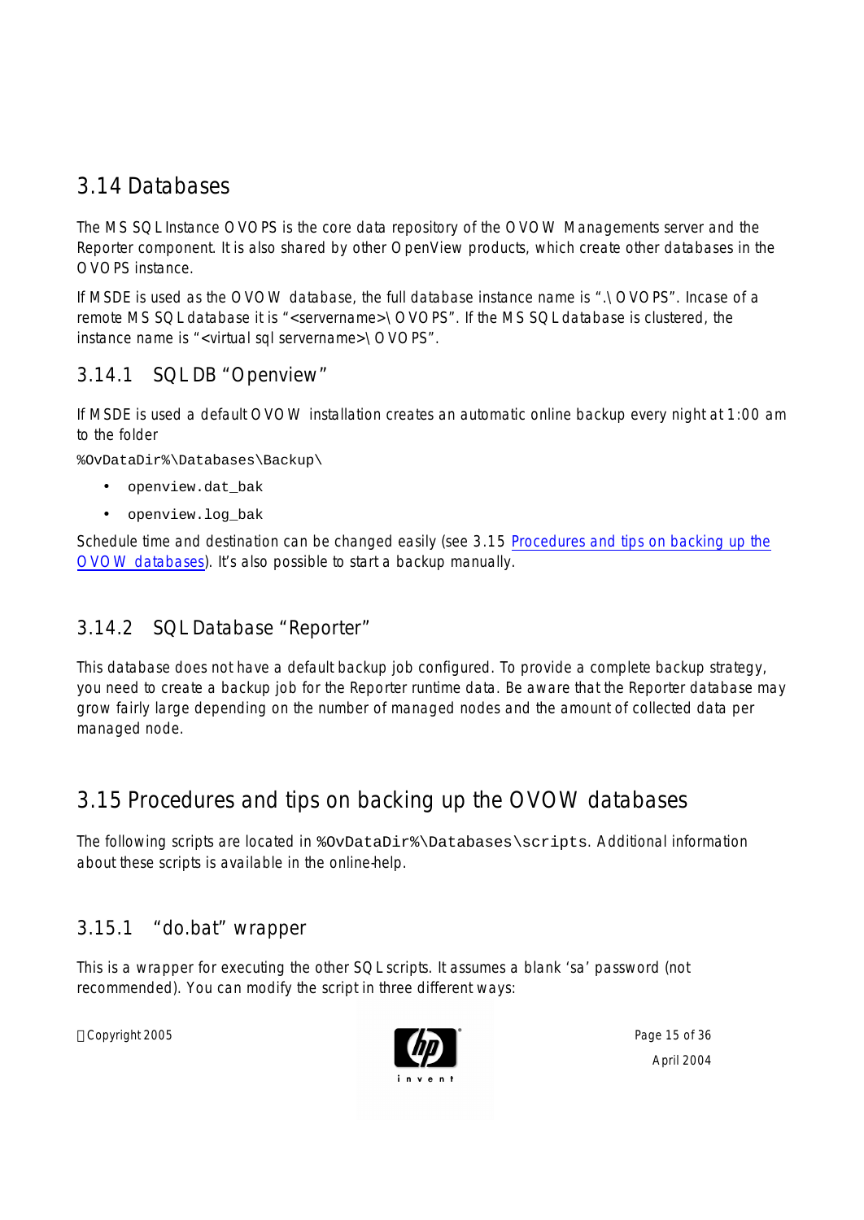## 3.14 Databases

The MS SQL Instance OVOPS is the core data repository of the OVOW Managements server and the Reporter component. It is also shared by other OpenView products, which create other databases in the OVOPS instance.

If MSDE is used as the OVOW database, the full database instance name is ".\OVOPS". Incase of a remote MS SQL database it is "<servername>\OVOPS". If the MS SQL database is clustered, the instance name is "<virtual sql servername>\OVOPS".

### 3.14.1 SQL DB "Openview"

If MSDE is used a default OVOW installation creates an automatic online backup every night at 1:00 am to the folder

`%OvDataDir%\Databases\Backup\`

- `openview.dat_bak`
- `openview.log_bak`

Schedule time and destination can be changed easily (see 3.15 Procedures and tips on backing up the OVOW databases). It's also possible to start a backup manually.

### 3.14.2 SQL Database "Reporter"

This database does not have a default backup job configured. To provide a complete backup strategy, you need to create a backup job for the Reporter runtime data. Be aware that the Reporter database may grow fairly large depending on the number of managed nodes and the amount of collected data per managed node.

## 3.15 Procedures and tips on backing up the OVOW databases

The following scripts are located in `%OvDataDir%\Databases\scripts`. Additional information about these scripts is available in the online-help.

### 3.15.1 "do.bat" wrapper

This is a wrapper for executing the other SQL scripts. It assumes a blank 'sa' password (not recommended). You can modify the script in three different ways: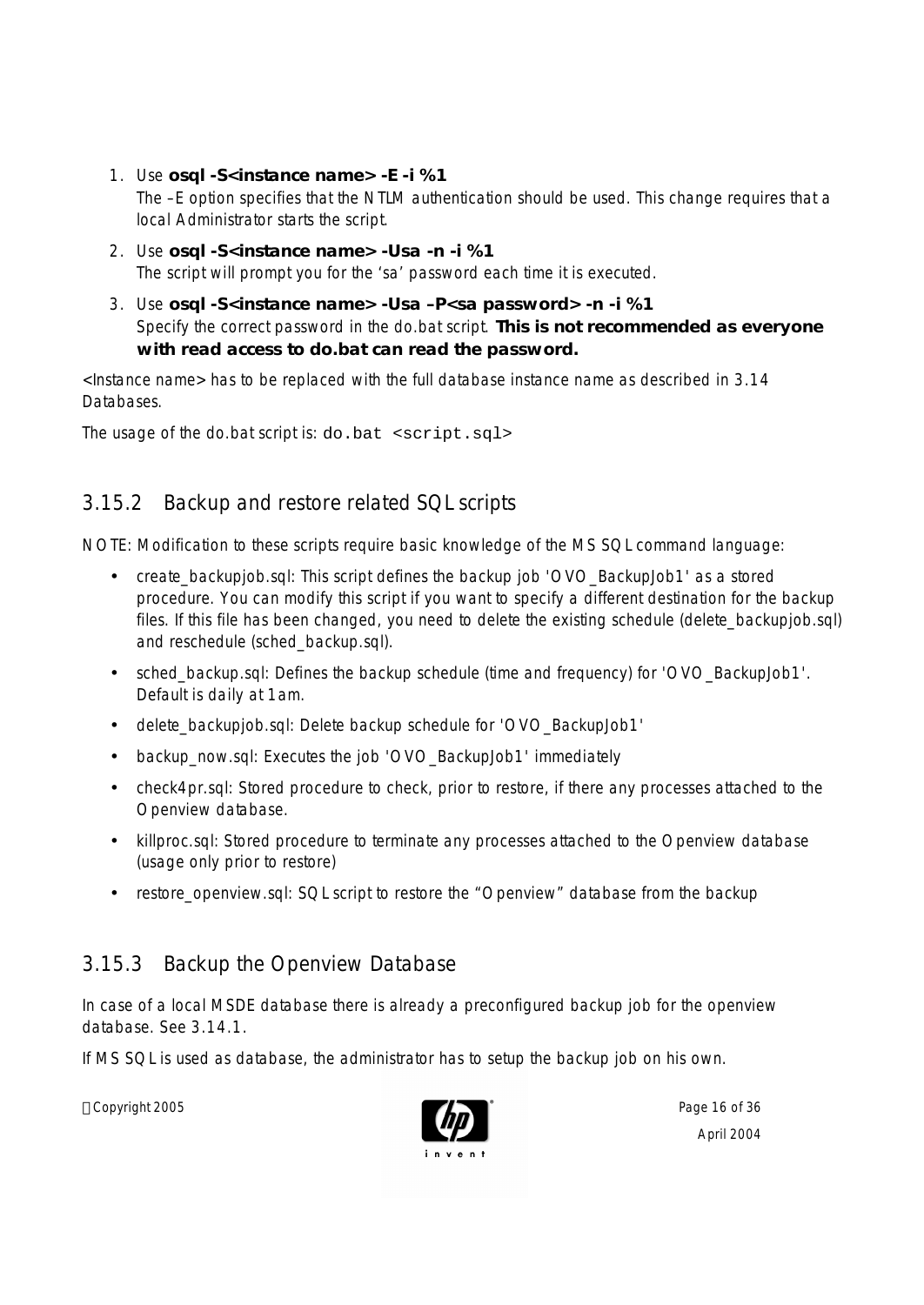1. Use **osql -S<instance name> -E -i %1**
   The –E option specifies that the NTLM authentication should be used. This change requires that a local Administrator starts the script.
2. Use **osql -S<instance name> -Usa -n -i %1**
   The script will prompt you for the 'sa' password each time it is executed.
3. Use **osql -S<instance name> -Usa –P<sa password> -n -i %1**
   Specify the correct password in the do.bat script. **This is not recommended as everyone with read access to do.bat can read the password.**

<Instance name> has to be replaced with the full database instance name as described in 3.14 Databases.

The usage of the do.bat script is: `do.bat <script.sql>`

## 3.15.2 Backup and restore related SQL scripts

NOTE: Modification to these scripts require basic knowledge of the MS SQL command language:

- create_backupjob.sql: This script defines the backup job 'OVO_BackupJob1' as a stored procedure. You can modify this script if you want to specify a different destination for the backup files. If this file has been changed, you need to delete the existing schedule (delete_backupjob.sql) and reschedule (sched_backup.sql).
- sched_backup.sql: Defines the backup schedule (time and frequency) for 'OVO_BackupJob1'. Default is daily at 1am.
- delete_backupjob.sql: Delete backup schedule for 'OVO_BackupJob1'
- backup_now.sql: Executes the job 'OVO_BackupJob1' immediately
- check4pr.sql: Stored procedure to check, prior to restore, if there any processes attached to the Openview database.
- killproc.sql: Stored procedure to terminate any processes attached to the Openview database (usage only prior to restore)
- restore_openview.sql: SQL script to restore the "Openview" database from the backup

## 3.15.3 Backup the Openview Database

In case of a local MSDE database there is already a preconfigured backup job for the openview database. See 3.14.1.

If MS SQL is used as database, the administrator has to setup the backup job on his own.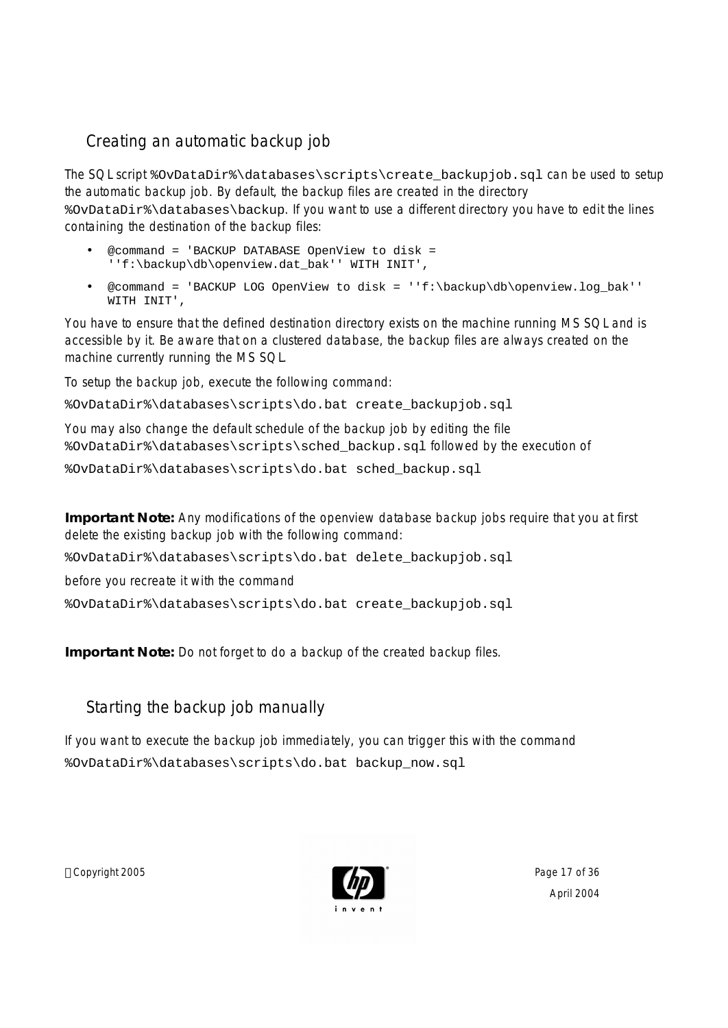## Creating an automatic backup job

The SQL script `%OvDataDir%\databases\scripts\create_backupjob.sql` can be used to setup the automatic backup job. By default, the backup files are created in the directory `%OvDataDir%\databases\backup`. If you want to use a different directory you have to edit the lines containing the destination of the backup files:

- `@command = 'BACKUP DATABASE OpenView to disk = ''f:\backup\db\openview.dat_bak'' WITH INIT',`
- `@command = 'BACKUP LOG OpenView to disk = ''f:\backup\db\openview.log_bak'' WITH INIT',`

You have to ensure that the defined destination directory exists on the machine running MS SQL and is accessible by it. Be aware that on a clustered database, the backup files are always created on the machine currently running the MS SQL.

To setup the backup job, execute the following command:

```
%OvDataDir%\databases\scripts\do.bat create_backupjob.sql
```

You may also change the default schedule of the backup job by editing the file `%OvDataDir%\databases\scripts\sched_backup.sql` followed by the execution of

```
%OvDataDir%\databases\scripts\do.bat sched_backup.sql
```

**Important Note:** Any modifications of the openview database backup jobs require that you at first delete the existing backup job with the following command:

```
%OvDataDir%\databases\scripts\do.bat delete_backupjob.sql
```

before you recreate it with the command

```
%OvDataDir%\databases\scripts\do.bat create_backupjob.sql
```

**Important Note:** Do not forget to do a backup of the created backup files.

## Starting the backup job manually

If you want to execute the backup job immediately, you can trigger this with the command

```
%OvDataDir%\databases\scripts\do.bat backup_now.sql
```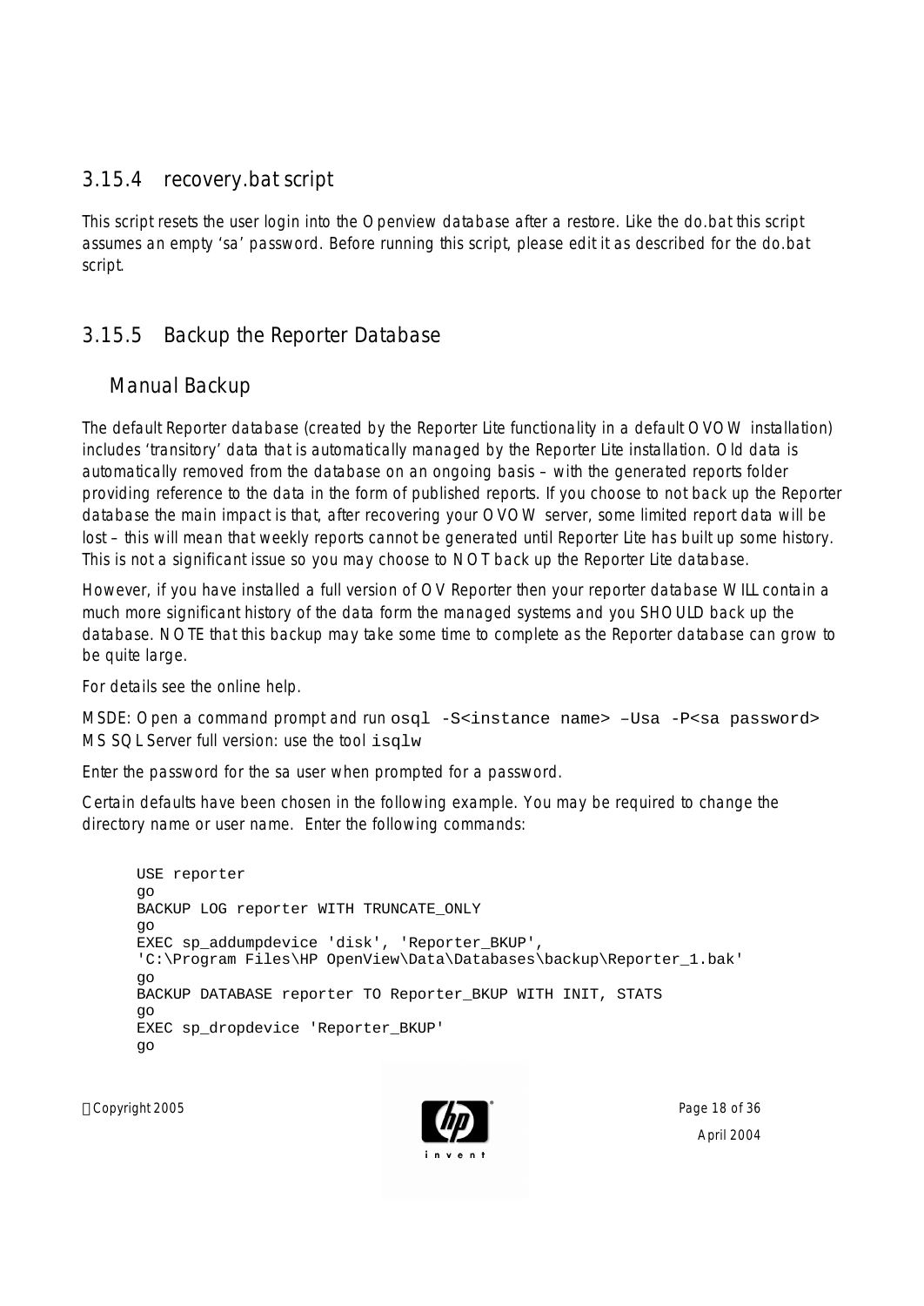### 3.15.4 recovery.bat script

This script resets the user login into the Openview database after a restore. Like the do.bat this script assumes an empty 'sa' password. Before running this script, please edit it as described for the do.bat script.

### 3.15.5 Backup the Reporter Database

#### Manual Backup

The default Reporter database (created by the Reporter Lite functionality in a default OVOW installation) includes 'transitory' data that is automatically managed by the Reporter Lite installation. Old data is automatically removed from the database on an ongoing basis – with the generated reports folder providing reference to the data in the form of published reports. If you choose to not back up the Reporter database the main impact is that, after recovering your OVOW server, some limited report data will be lost – this will mean that weekly reports cannot be generated until Reporter Lite has built up some history. This is not a significant issue so you may choose to NOT back up the Reporter Lite database.

However, if you have installed a full version of OV Reporter then your reporter database WILL contain a much more significant history of the data form the managed systems and you SHOULD back up the database. NOTE that this backup may take some time to complete as the Reporter database can grow to be quite large.

For details see the online help.

MSDE: Open a command prompt and run `osql -S<instance name> –Usa -P<sa password>`
MS SQL Server full version: use the tool `isqlw`

Enter the password for the sa user when prompted for a password.

Certain defaults have been chosen in the following example. You may be required to change the directory name or user name. Enter the following commands:

```
USE reporter
go
BACKUP LOG reporter WITH TRUNCATE_ONLY
go
EXEC sp_addumpdevice 'disk', 'Reporter_BKUP',
'C:\Program Files\HP OpenView\Data\Databases\backup\Reporter_1.bak'
go
BACKUP DATABASE reporter TO Reporter_BKUP WITH INIT, STATS
go
EXEC sp_dropdevice 'Reporter_BKUP'
go
```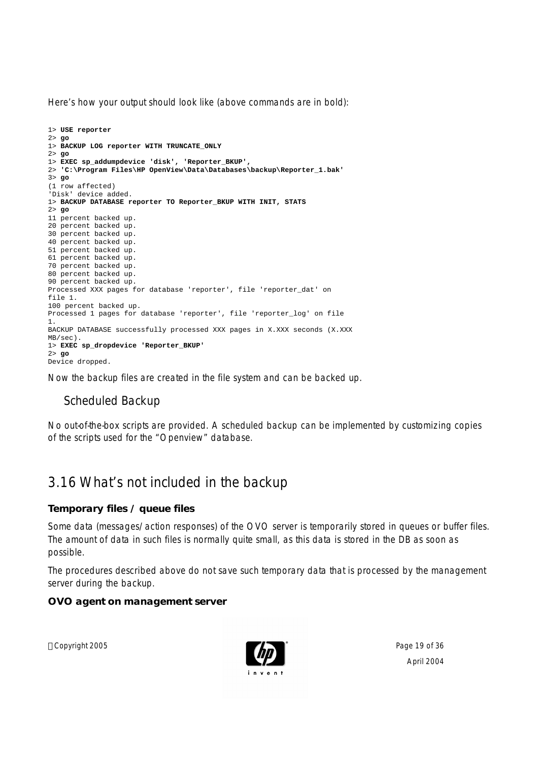Here's how your output should look like (above commands are in bold):

```
1> USE reporter
2> go
1> BACKUP LOG reporter WITH TRUNCATE_ONLY
2> go
1> EXEC sp_addumpdevice 'disk', 'Reporter_BKUP',
2> 'C:\Program Files\HP OpenView\Data\Databases\backup\Reporter_1.bak'
3> go
(1 row affected)
'Disk' device added.
1> BACKUP DATABASE reporter TO Reporter_BKUP WITH INIT, STATS
2> go
11 percent backed up.
20 percent backed up.
30 percent backed up.
40 percent backed up.
51 percent backed up.
61 percent backed up.
70 percent backed up.
80 percent backed up.
90 percent backed up.
Processed XXX pages for database 'reporter', file 'reporter_dat' on
file 1.
100 percent backed up.
Processed 1 pages for database 'reporter', file 'reporter_log' on file
1.
BACKUP DATABASE successfully processed XXX pages in X.XXX seconds (X.XXX
MB/sec).
1> EXEC sp_dropdevice 'Reporter_BKUP'
2> go
Device dropped.
```

Now the backup files are created in the file system and can be backed up.

### Scheduled Backup

No out-of-the-box scripts are provided. A scheduled backup can be implemented by customizing copies of the scripts used for the "Openview" database.

## 3.16 What's not included in the backup

**Temporary files / queue files**

Some data (messages/action responses) of the OVO server is temporarily stored in queues or buffer files. The amount of data in such files is normally quite small, as this data is stored in the DB as soon as possible.

The procedures described above do not save such temporary data that is processed by the management server during the backup.

**OVO agent on management server**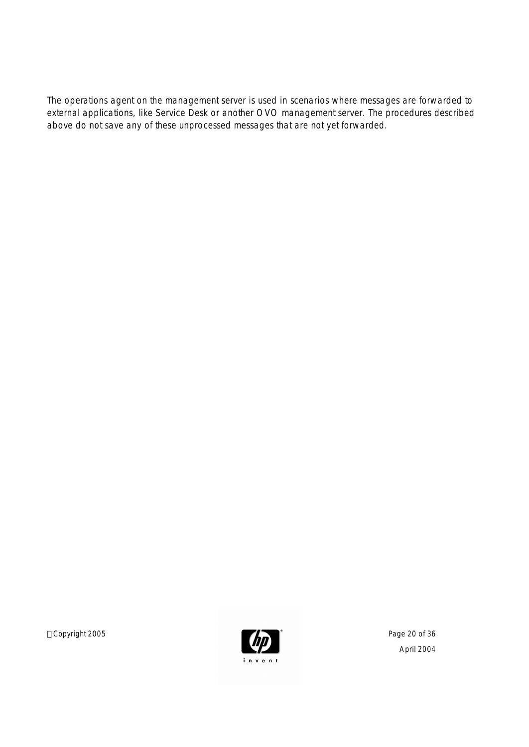The operations agent on the management server is used in scenarios where messages are forwarded to external applications, like Service Desk or another OVO management server. The procedures described above do not save any of these unprocessed messages that are not yet forwarded.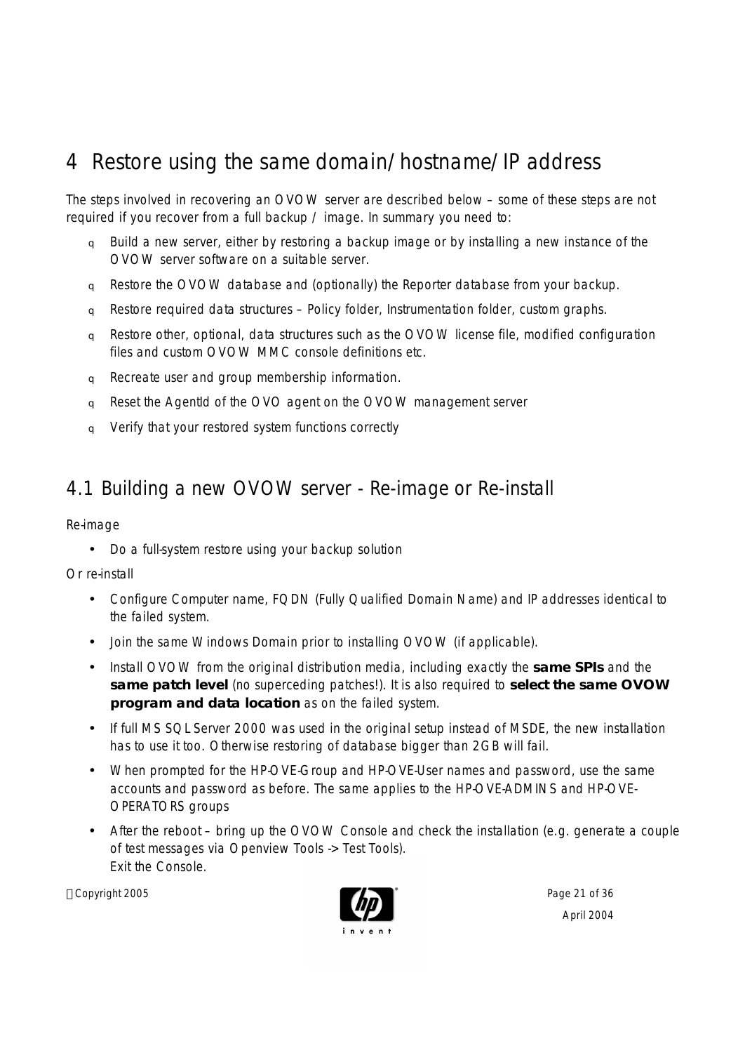# 4 Restore using the same domain/hostname/IP address

The steps involved in recovering an OVOW server are described below – some of these steps are not required if you recover from a full backup / image. In summary you need to:

- Build a new server, either by restoring a backup image or by installing a new instance of the OVOW server software on a suitable server.
- Restore the OVOW database and (optionally) the Reporter database from your backup.
- Restore required data structures – Policy folder, Instrumentation folder, custom graphs.
- Restore other, optional, data structures such as the OVOW license file, modified configuration files and custom OVOW MMC console definitions etc.
- Recreate user and group membership information.
- Reset the AgentId of the OVO agent on the OVOW management server
- Verify that your restored system functions correctly

## 4.1 Building a new OVOW server - Re-image or Re-install

Re-image

- Do a full-system restore using your backup solution

Or re-install

- Configure Computer name, FQDN (Fully Qualified Domain Name) and IP addresses identical to the failed system.
- Join the same Windows Domain prior to installing OVOW (if applicable).
- Install OVOW from the original distribution media, including exactly the **same SPIs** and the **same patch level** (no superceding patches!). It is also required to **select the same OVOW program and data location** as on the failed system.
- If full MS SQL Server 2000 was used in the original setup instead of MSDE, the new installation has to use it too. Otherwise restoring of database bigger than 2GB will fail.
- When prompted for the HP-OVE-Group and HP-OVE-User names and password, use the same accounts and password as before. The same applies to the HP-OVE-ADMINS and HP-OVE-OPERATORS groups
- After the reboot – bring up the OVOW Console and check the installation (e.g. generate a couple of test messages via Openview Tools -> Test Tools).
  Exit the Console.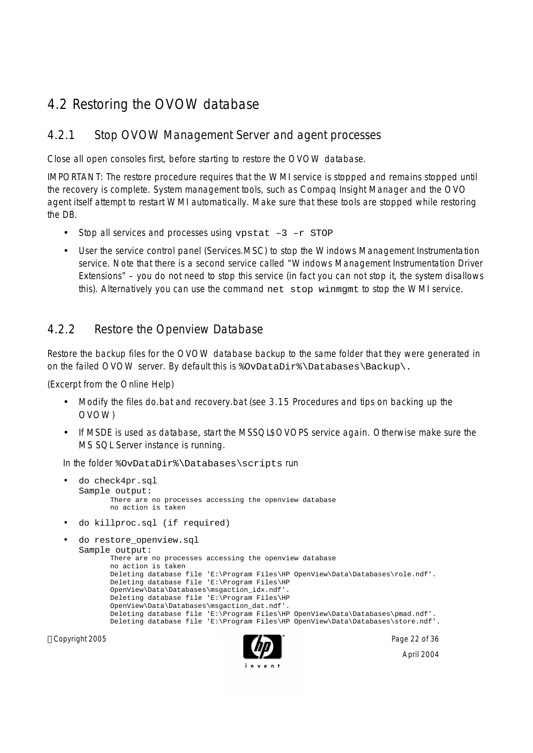## 4.2 Restoring the OVOW database

### 4.2.1 Stop OVOW Management Server and agent processes

Close all open consoles first, before starting to restore the OVOW database.

IMPORTANT: The restore procedure requires that the WMI service is stopped and remains stopped until the recovery is complete. System management tools, such as Compaq Insight Manager and the OVO agent itself attempt to restart WMI automatically. Make sure that these tools are stopped while restoring the DB.

- Stop all services and processes using `vpstat –3 –r STOP`
- User the service control panel (Services.MSC) to stop the Windows Management Instrumentation service. Note that there is a second service called "Windows Management Instrumentation Driver Extensions" – you do not need to stop this service (in fact you can not stop it, the system disallows this). Alternatively you can use the command `net stop winmgmt` to stop the WMI service.

### 4.2.2 Restore the Openview Database

Restore the backup files for the OVOW database backup to the same folder that they were generated in on the failed OVOW server. By default this is `%OvDataDir%\Databases\Backup\`.

(Excerpt from the Online Help)

- Modify the files do.bat and recovery.bat (see 3.15 Procedures and tips on backing up the OVOW)
- If MSDE is used as database, start the MSSQL$OVOPS service again. Otherwise make sure the MS SQL Server instance is running.

In the folder `%OvDataDir%\Databases\scripts` run

- `do check4pr.sql`

  Sample output:
  ```
  There are no processes accessing the openview database
  no action is taken
  ```
- `do killproc.sql (if required)`
- `do restore_openview.sql`

  Sample output:
  ```
  There are no processes accessing the openview database
  no action is taken
  Deleting database file 'E:\Program Files\HP OpenView\Data\Databases\role.ndf'.
  Deleting database file 'E:\Program Files\HP
  OpenView\Data\Databases\msgaction_idx.ndf'.
  Deleting database file 'E:\Program Files\HP
  OpenView\Data\Databases\msgaction_dat.ndf'.
  Deleting database file 'E:\Program Files\HP OpenView\Data\Databases\pmad.ndf'.
  Deleting database file 'E:\Program Files\HP OpenView\Data\Databases\store.ndf'.
  ```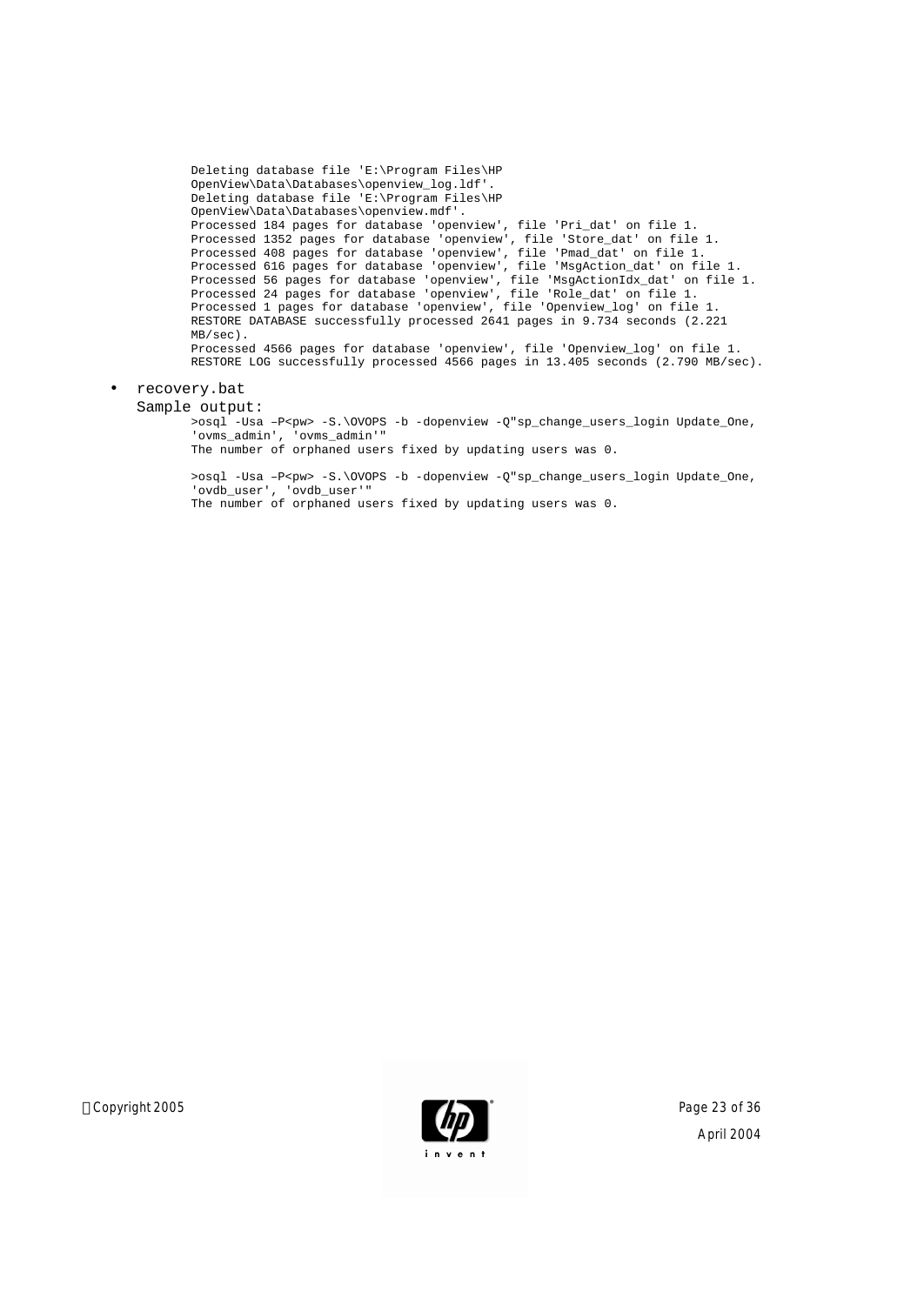```
Deleting database file 'E:\Program Files\HP
OpenView\Data\Databases\openview_log.ldf'.
Deleting database file 'E:\Program Files\HP
OpenView\Data\Databases\openview.mdf'.
Processed 184 pages for database 'openview', file 'Pri_dat' on file 1.
Processed 1352 pages for database 'openview', file 'Store_dat' on file 1.
Processed 408 pages for database 'openview', file 'Pmad_dat' on file 1.
Processed 616 pages for database 'openview', file 'MsgAction_dat' on file 1.
Processed 56 pages for database 'openview', file 'MsgActionIdx_dat' on file 1.
Processed 24 pages for database 'openview', file 'Role_dat' on file 1.
Processed 1 pages for database 'openview', file 'Openview_log' on file 1.
RESTORE DATABASE successfully processed 2641 pages in 9.734 seconds (2.221
MB/sec).
Processed 4566 pages for database 'openview', file 'Openview_log' on file 1.
RESTORE LOG successfully processed 4566 pages in 13.405 seconds (2.790 MB/sec).
```

- recovery.bat

  Sample output:

```
>osql -Usa –P<pw> -S.\OVOPS -b -dopenview -Q"sp_change_users_login Update_One,
'ovms_admin', 'ovms_admin'"
The number of orphaned users fixed by updating users was 0.

>osql -Usa –P<pw> -S.\OVOPS -b -dopenview -Q"sp_change_users_login Update_One,
'ovdb_user', 'ovdb_user'"
The number of orphaned users fixed by updating users was 0.
```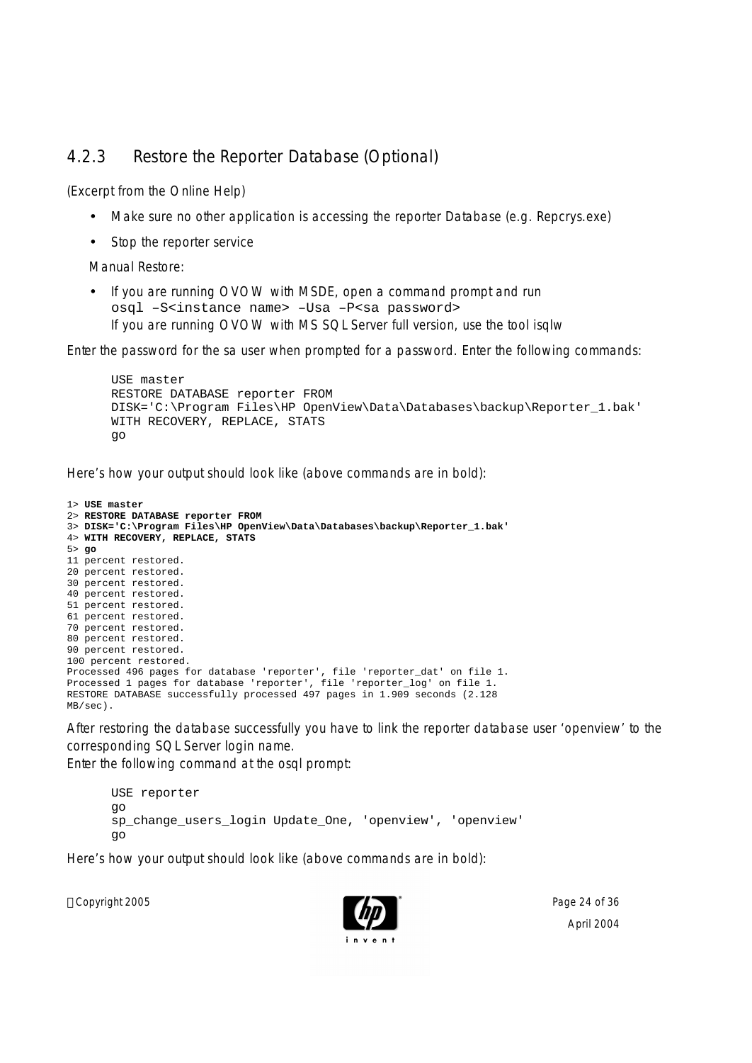### 4.2.3 Restore the Reporter Database (Optional)

(Excerpt from the Online Help)

- Make sure no other application is accessing the reporter Database (e.g. Repcrys.exe)
- Stop the reporter service

Manual Restore:

- If you are running OVOW with MSDE, open a command prompt and run
  `osql –S<instance name> –Usa –P<sa password>`
  If you are running OVOW with MS SQL Server full version, use the tool isqlw

Enter the password for the sa user when prompted for a password. Enter the following commands:

```
USE master
RESTORE DATABASE reporter FROM
DISK='C:\Program Files\HP OpenView\Data\Databases\backup\Reporter_1.bak'
WITH RECOVERY, REPLACE, STATS
go
```

Here's how your output should look like (above commands are in bold):

```
1> USE master
2> RESTORE DATABASE reporter FROM
3> DISK='C:\Program Files\HP OpenView\Data\Databases\backup\Reporter_1.bak'
4> WITH RECOVERY, REPLACE, STATS
5> go
11 percent restored.
20 percent restored.
30 percent restored.
40 percent restored.
51 percent restored.
61 percent restored.
70 percent restored.
80 percent restored.
90 percent restored.
100 percent restored.
Processed 496 pages for database 'reporter', file 'reporter_dat' on file 1.
Processed 1 pages for database 'reporter', file 'reporter_log' on file 1.
RESTORE DATABASE successfully processed 497 pages in 1.909 seconds (2.128
MB/sec).
```

After restoring the database successfully you have to link the reporter database user 'openview' to the corresponding SQL Server login name.
Enter the following command at the osql prompt:

```
USE reporter
go
sp_change_users_login Update_One, 'openview', 'openview'
go
```

Here's how your output should look like (above commands are in bold):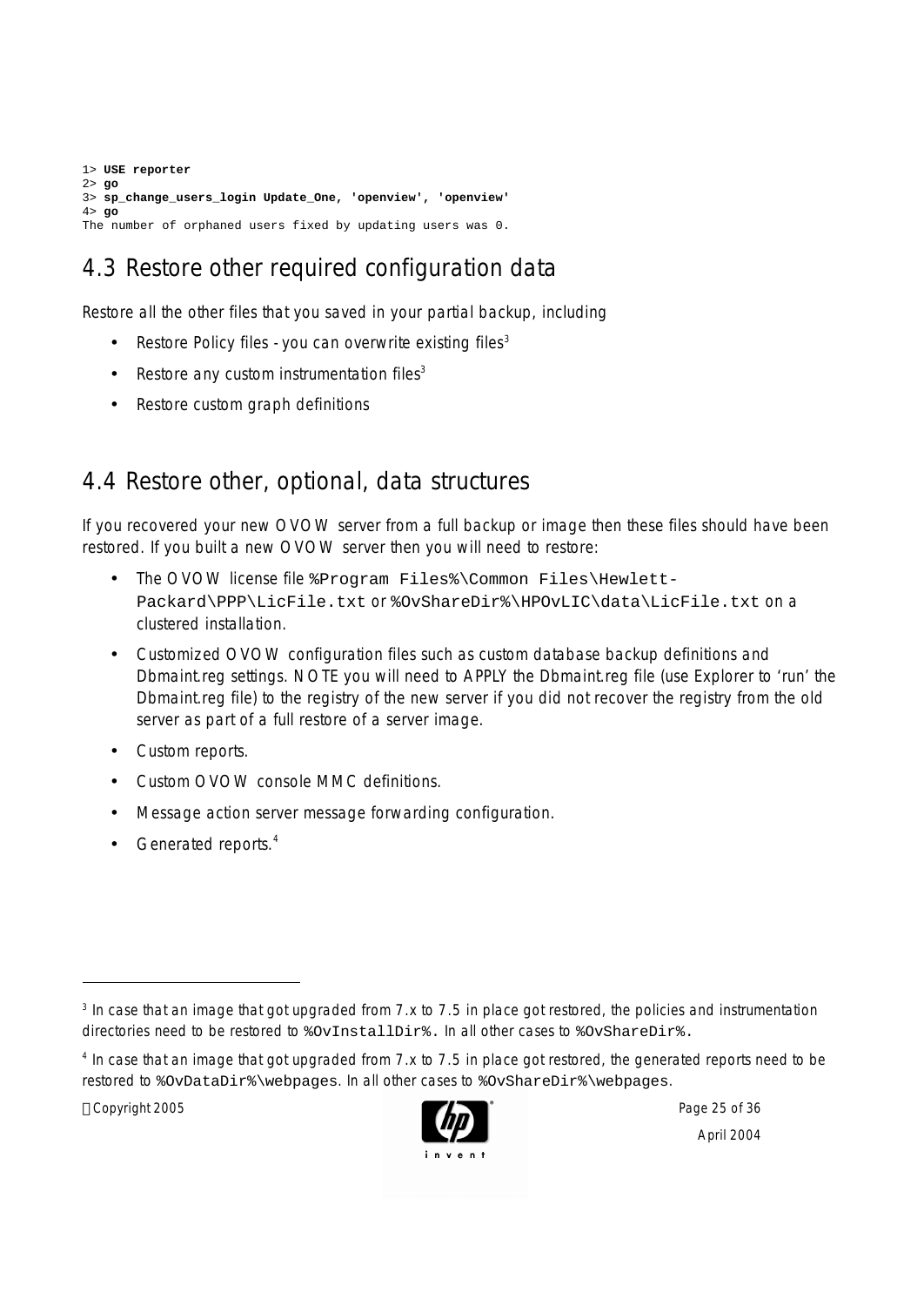```
1> USE reporter
2> go
3> sp_change_users_login Update_One, 'openview', 'openview'
4> go
The number of orphaned users fixed by updating users was 0.
```

## 4.3 Restore other required configuration data

Restore all the other files that you saved in your partial backup, including

- Restore Policy files - you can overwrite existing files[3]
- Restore any custom instrumentation files[3]
- Restore custom graph definitions

## 4.4 Restore other, optional, data structures

If you recovered your new OVOW server from a full backup or image then these files should have been restored. If you built a new OVOW server then you will need to restore:

- The OVOW license file `%Program Files%\Common Files\Hewlett-Packard\PPP\LicFile.txt` or `%OvShareDir%\HPOvLIC\data\LicFile.txt` on a clustered installation.
- Customized OVOW configuration files such as custom database backup definitions and Dbmaint.reg settings. NOTE you will need to APPLY the Dbmaint.reg file (use Explorer to 'run' the Dbmaint.reg file) to the registry of the new server if you did not recover the registry from the old server as part of a full restore of a server image.
- Custom reports.
- Custom OVOW console MMC definitions.
- Message action server message forwarding configuration.
- Generated reports.[4]

---

[3] In case that an image that got upgraded from 7.x to 7.5 in place got restored, the policies and instrumentation directories need to be restored to `%OvInstallDir%`. In all other cases to `%OvShareDir%`.

[4] In case that an image that got upgraded from 7.x to 7.5 in place got restored, the generated reports need to be restored to `%OvDataDir%\webpages`. In all other cases to `%OvShareDir%\webpages`.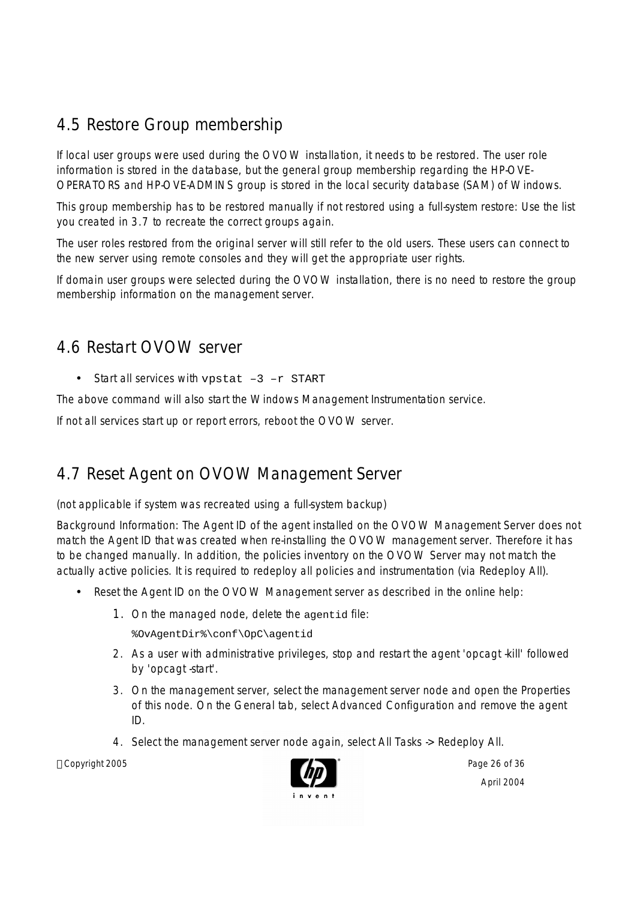## 4.5 Restore Group membership

If local user groups were used during the OVOW installation, it needs to be restored. The user role information is stored in the database, but the general group membership regarding the HP-OVE-OPERATORS and HP-OVE-ADMINS group is stored in the local security database (SAM) of Windows.

This group membership has to be restored manually if not restored using a full-system restore: Use the list you created in 3.7 to recreate the correct groups again.

The user roles restored from the original server will still refer to the old users. These users can connect to the new server using remote consoles and they will get the appropriate user rights.

If domain user groups were selected during the OVOW installation, there is no need to restore the group membership information on the management server.

## 4.6 Restart OVOW server

- Start all services with `vpstat –3 –r START`

The above command will also start the Windows Management Instrumentation service.

If not all services start up or report errors, reboot the OVOW server.

## 4.7 Reset Agent on OVOW Management Server

(not applicable if system was recreated using a full-system backup)

Background Information: The Agent ID of the agent installed on the OVOW Management Server does not match the Agent ID that was created when re-installing the OVOW management server. Therefore it has to be changed manually. In addition, the policies inventory on the OVOW Server may not match the actually active policies. It is required to redeploy all policies and instrumentation (via Redeploy All).

- Reset the Agent ID on the OVOW Management server as described in the online help:
  1. On the managed node, delete the `agentid` file:

     `%OvAgentDir%\conf\OpC\agentid`
  2. As a user with administrative privileges, stop and restart the agent 'opcagt -kill' followed by 'opcagt -start'.
  3. On the management server, select the management server node and open the Properties of this node. On the General tab, select Advanced Configuration and remove the agent ID.
  4. Select the management server node again, select All Tasks -> Redeploy All.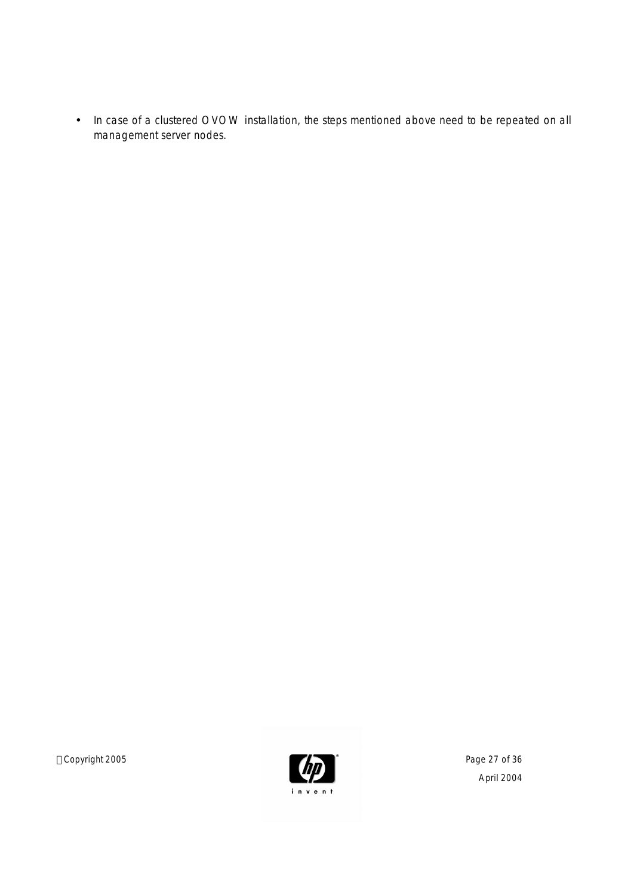- In case of a clustered OVOW installation, the steps mentioned above need to be repeated on all management server nodes.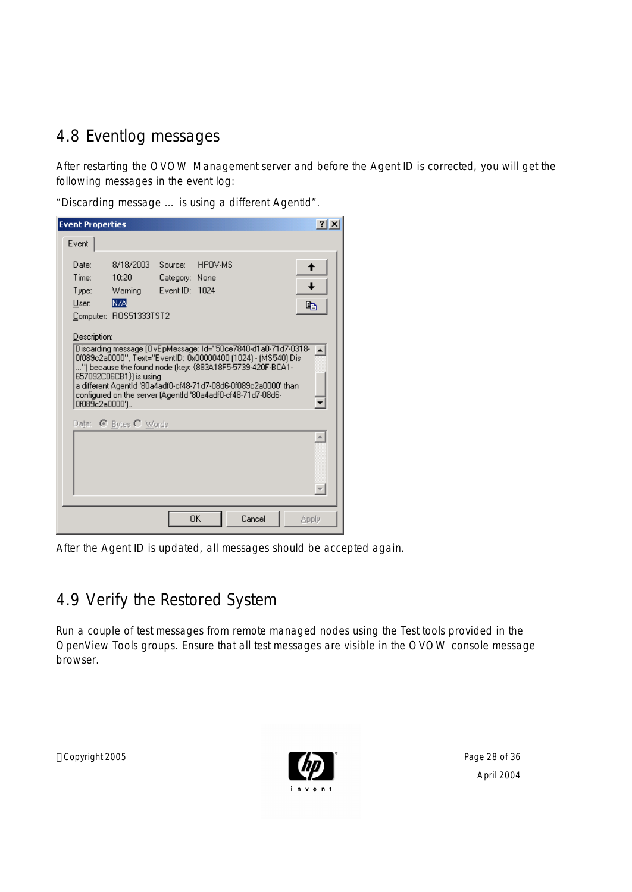## 4.8 Eventlog messages

After restarting the OVOW Management server and before the Agent ID is corrected, you will get the following messages in the event log:

"Discarding message … is using a different AgentId".

Event Properties

Event

Date: 8/18/2003 Source: HPOV-MS
Time: 10:20 Category: None
Type: Warning Event ID: 1024
User: N/A
Computer: ROS51333TST2

Description:

Discarding message (OvEpMessage: Id="50ce7840-d1a0-71d7-0318-0f089c2a0000", Text="EventID: 0x00000400 (1024) - (MS540) Dis ...") because the found node (key: {883A18F5-5739-420F-BCA1-657092C06CB1}) is using a different AgentId '80a4adf0-cf48-71d7-08d6-0f089c2a0000' than configured on the server (AgentId '80a4adf0-cf48-71d7-08d6-0f089c2a0000')..

Data: Bytes Words

OK Cancel Apply

After the Agent ID is updated, all messages should be accepted again.

## 4.9 Verify the Restored System

Run a couple of test messages from remote managed nodes using the Test tools provided in the OpenView Tools groups. Ensure that all test messages are visible in the OVOW console message browser.

Copyright 2005

April 2004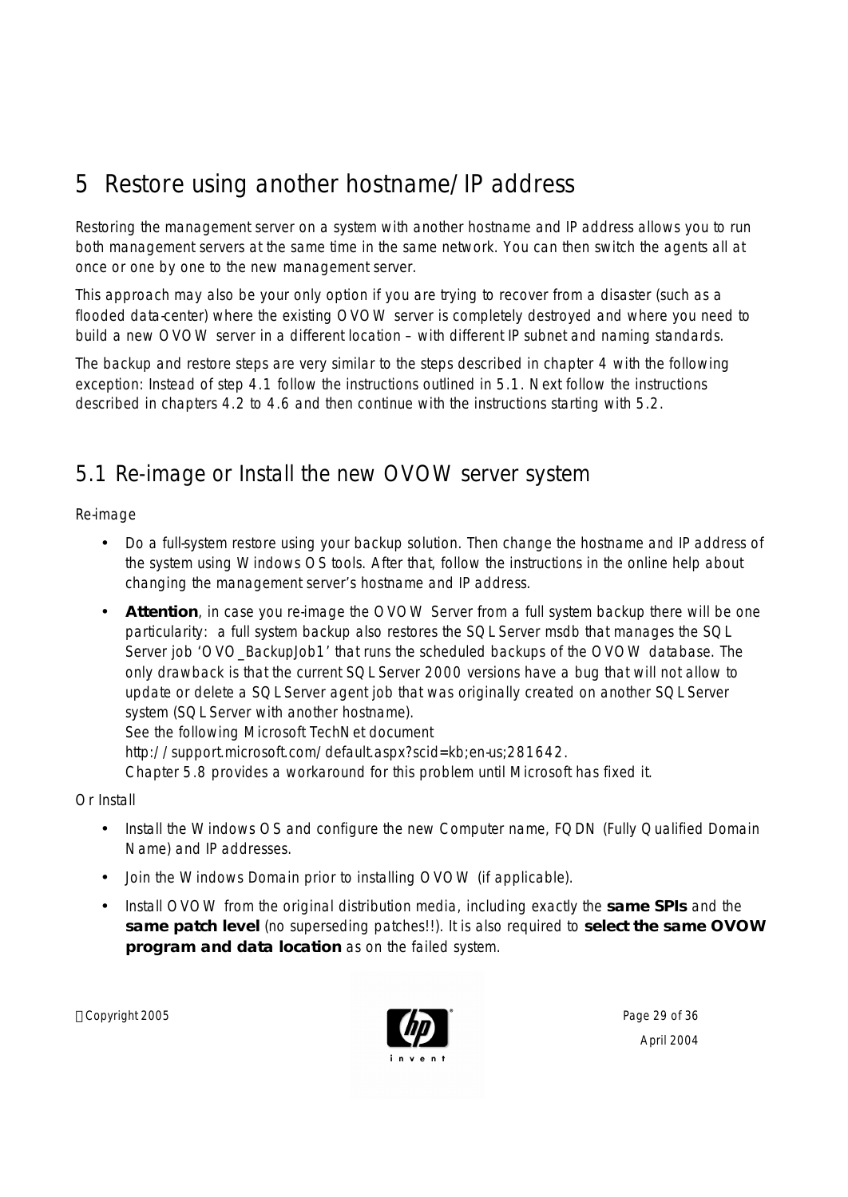# 5 Restore using another hostname/IP address

Restoring the management server on a system with another hostname and IP address allows you to run both management servers at the same time in the same network. You can then switch the agents all at once or one by one to the new management server.

This approach may also be your only option if you are trying to recover from a disaster (such as a flooded data-center) where the existing OVOW server is completely destroyed and where you need to build a new OVOW server in a different location – with different IP subnet and naming standards.

The backup and restore steps are very similar to the steps described in chapter 4 with the following exception: Instead of step 4.1 follow the instructions outlined in 5.1. Next follow the instructions described in chapters 4.2 to 4.6 and then continue with the instructions starting with 5.2.

## 5.1 Re-image or Install the new OVOW server system

Re-image

- Do a full-system restore using your backup solution. Then change the hostname and IP address of the system using Windows OS tools. After that, follow the instructions in the online help about changing the management server's hostname and IP address.
- **Attention**, in case you re-image the OVOW Server from a full system backup there will be one particularity: a full system backup also restores the SQL Server msdb that manages the SQL Server job 'OVO_BackupJob1' that runs the scheduled backups of the OVOW database. The only drawback is that the current SQL Server 2000 versions have a bug that will not allow to update or delete a SQL Server agent job that was originally created on another SQL Server system (SQL Server with another hostname).
  See the following Microsoft TechNet document
  http://support.microsoft.com/default.aspx?scid=kb;en-us;281642.
  Chapter 5.8 provides a workaround for this problem until Microsoft has fixed it.

Or Install

- Install the Windows OS and configure the new Computer name, FQDN (Fully Qualified Domain Name) and IP addresses.
- Join the Windows Domain prior to installing OVOW (if applicable).
- Install OVOW from the original distribution media, including exactly the **same SPIs** and the **same patch level** (no superseding patches!!). It is also required to **select the same OVOW program and data location** as on the failed system.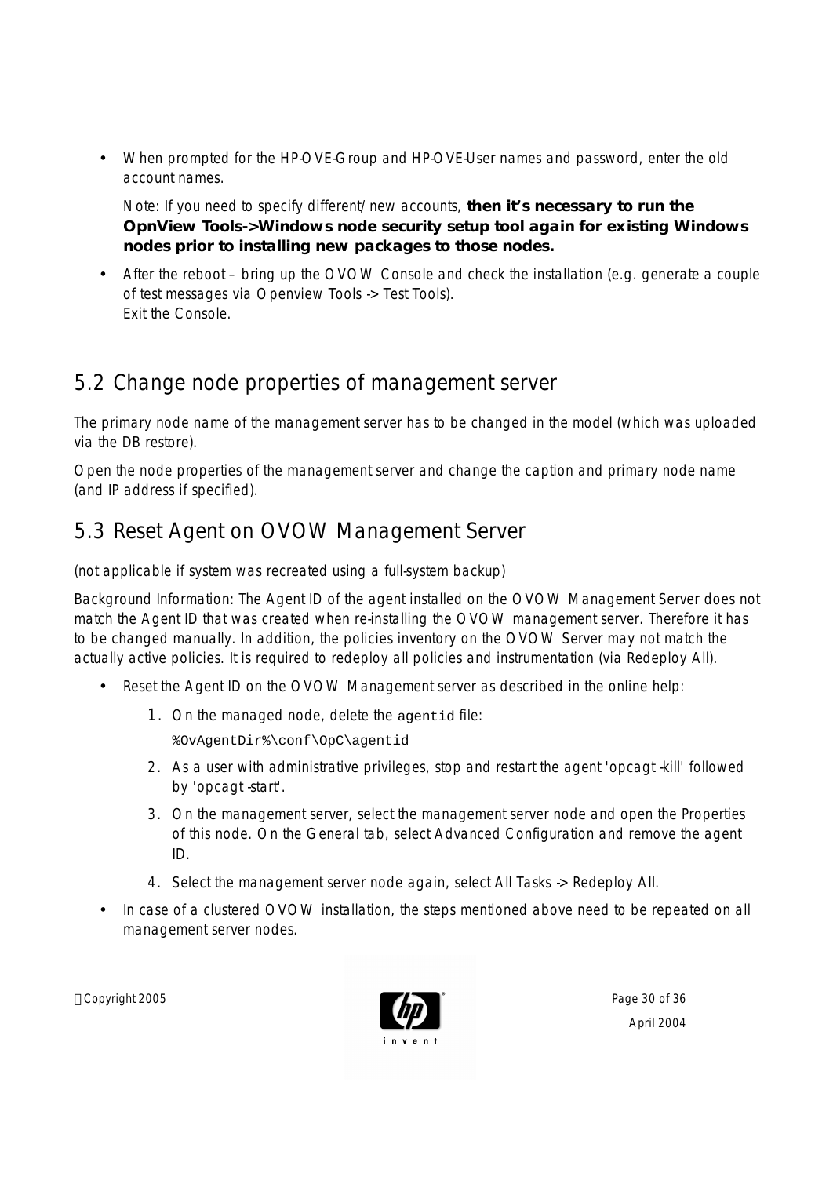- When prompted for the HP-OVE-Group and HP-OVE-User names and password, enter the old account names.

  Note: If you need to specify different/new accounts, **then it's necessary to run the OpnView Tools->Windows node security setup tool again for existing Windows nodes prior to installing new packages to those nodes.**

- After the reboot – bring up the OVOW Console and check the installation (e.g. generate a couple of test messages via Openview Tools -> Test Tools).
  Exit the Console.

## 5.2 Change node properties of management server

The primary node name of the management server has to be changed in the model (which was uploaded via the DB restore).

Open the node properties of the management server and change the caption and primary node name (and IP address if specified).

## 5.3 Reset Agent on OVOW Management Server

(not applicable if system was recreated using a full-system backup)

Background Information: The Agent ID of the agent installed on the OVOW Management Server does not match the Agent ID that was created when re-installing the OVOW management server. Therefore it has to be changed manually. In addition, the policies inventory on the OVOW Server may not match the actually active policies. It is required to redeploy all policies and instrumentation (via Redeploy All).

- Reset the Agent ID on the OVOW Management server as described in the online help:
  1. On the managed node, delete the `agentid` file:
     `%OvAgentDir%\conf\OpC\agentid`
  2. As a user with administrative privileges, stop and restart the agent 'opcagt -kill' followed by 'opcagt -start'.
  3. On the management server, select the management server node and open the Properties of this node. On the General tab, select Advanced Configuration and remove the agent ID.
  4. Select the management server node again, select All Tasks -> Redeploy All.
- In case of a clustered OVOW installation, the steps mentioned above need to be repeated on all management server nodes.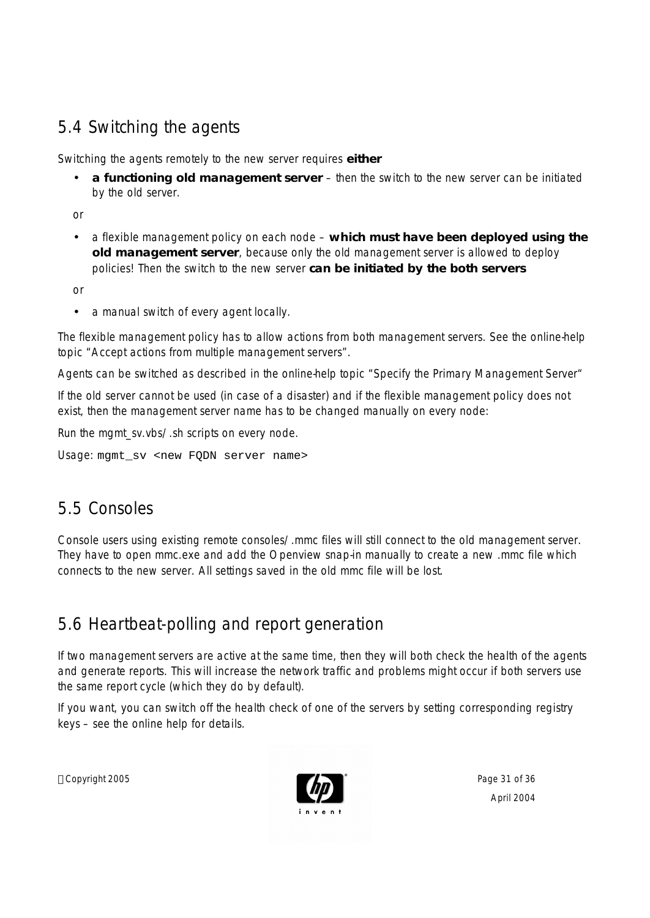## 5.4 Switching the agents

Switching the agents remotely to the new server requires **either**

- **a functioning old management server** – then the switch to the new server can be initiated by the old server.

or

- a flexible management policy on each node – **which must have been deployed using the old management server**, because only the old management server is allowed to deploy policies! Then the switch to the new server **can be initiated by the both servers**

or

- a manual switch of every agent locally.

The flexible management policy has to allow actions from both management servers. See the online-help topic "Accept actions from multiple management servers".

Agents can be switched as described in the online-help topic "Specify the Primary Management Server"

If the old server cannot be used (in case of a disaster) and if the flexible management policy does not exist, then the management server name has to be changed manually on every node:

Run the mgmt_sv.vbs/.sh scripts on every node.

Usage: `mgmt_sv <new FQDN server name>`

## 5.5 Consoles

Console users using existing remote consoles/.mmc files will still connect to the old management server. They have to open mmc.exe and add the Openview snap-in manually to create a new .mmc file which connects to the new server. All settings saved in the old mmc file will be lost.

## 5.6 Heartbeat-polling and report generation

If two management servers are active at the same time, then they will both check the health of the agents and generate reports. This will increase the network traffic and problems might occur if both servers use the same report cycle (which they do by default).

If you want, you can switch off the health check of one of the servers by setting corresponding registry keys – see the online help for details.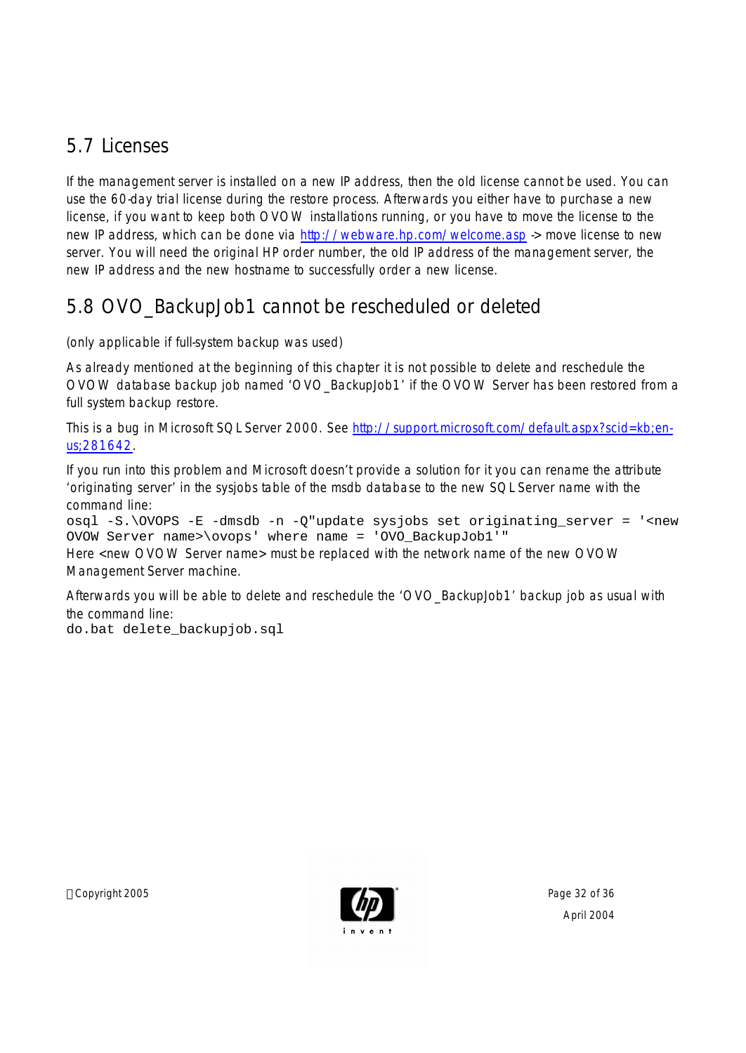## 5.7 Licenses

If the management server is installed on a new IP address, then the old license cannot be used. You can use the 60-day trial license during the restore process. Afterwards you either have to purchase a new license, if you want to keep both OVOW installations running, or you have to move the license to the new IP address, which can be done via http://webware.hp.com/welcome.asp -> move license to new server. You will need the original HP order number, the old IP address of the management server, the new IP address and the new hostname to successfully order a new license.

## 5.8 OVO_BackupJob1 cannot be rescheduled or deleted

(only applicable if full-system backup was used)

As already mentioned at the beginning of this chapter it is not possible to delete and reschedule the OVOW database backup job named 'OVO_BackupJob1' if the OVOW Server has been restored from a full system backup restore.

This is a bug in Microsoft SQL Server 2000. See http://support.microsoft.com/default.aspx?scid=kb;en-us;281642.

If you run into this problem and Microsoft doesn't provide a solution for it you can rename the attribute 'originating server' in the sysjobs table of the msdb database to the new SQL Server name with the command line:

```
osql -S.\OVOPS -E -dmsdb -n -Q"update sysjobs set originating_server = '<new OVOW Server name>\ovops' where name = 'OVO_BackupJob1'"
```

Here <new OVOW Server name> must be replaced with the network name of the new OVOW Management Server machine.

Afterwards you will be able to delete and reschedule the 'OVO_BackupJob1' backup job as usual with the command line:

```
do.bat delete_backupjob.sql
```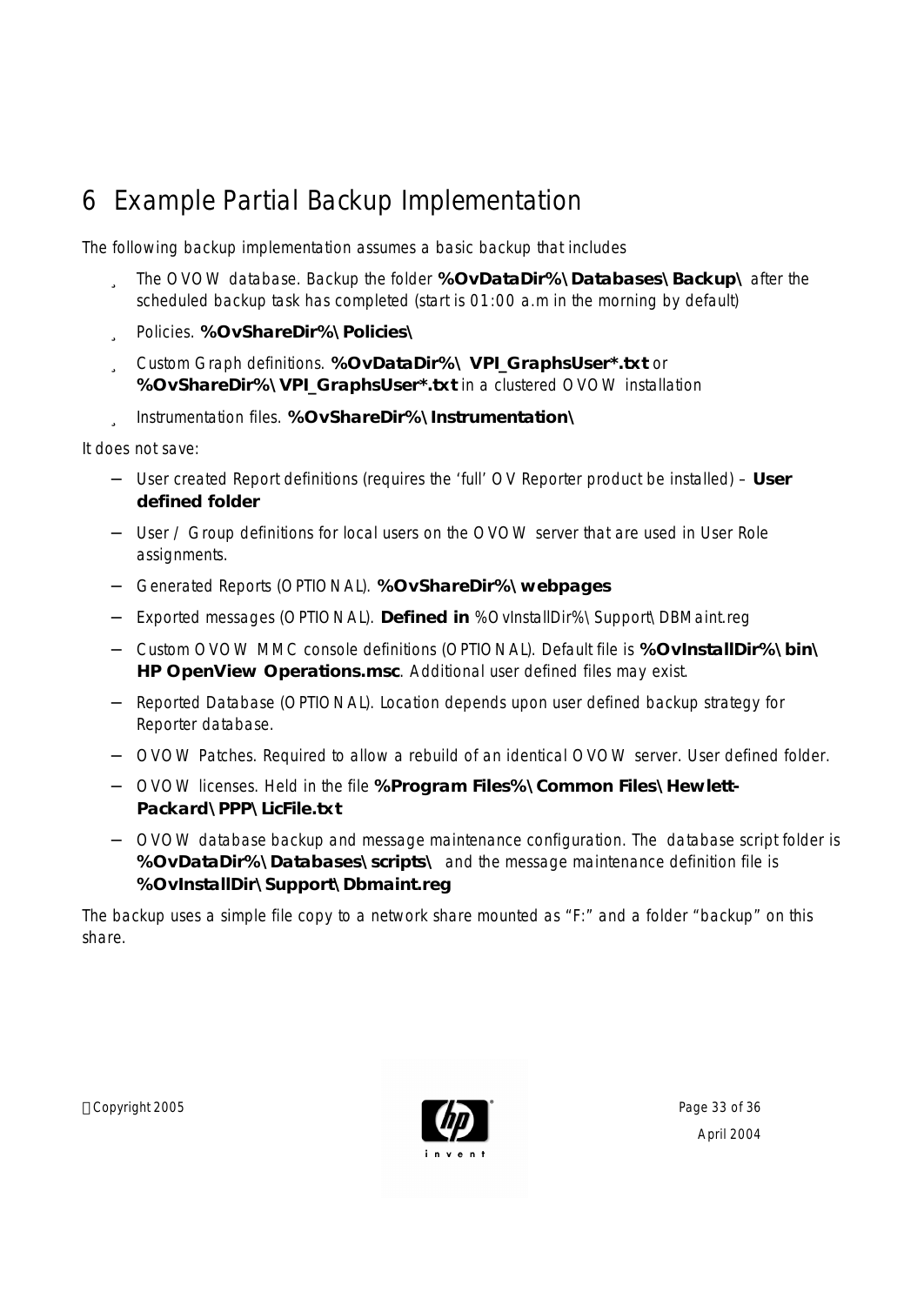# 6 Example Partial Backup Implementation

The following backup implementation assumes a basic backup that includes

- The OVOW database. Backup the folder **%OvDataDir%\Databases\Backup\** after the scheduled backup task has completed (start is 01:00 a.m in the morning by default)
- Policies. **%OvShareDir%\Policies\**
- Custom Graph definitions. **%OvDataDir%\ VPI_GraphsUser*.txt** or **%OvShareDir%\VPI_GraphsUser*.txt** in a clustered OVOW installation
- Instrumentation files. **%OvShareDir%\Instrumentation\**

It does not save:

- User created Report definitions (requires the 'full' OV Reporter product be installed) – **User defined folder**
- User / Group definitions for local users on the OVOW server that are used in User Role assignments.
- Generated Reports (OPTIONAL). **%OvShareDir%\webpages**
- Exported messages (OPTIONAL). **Defined in** %OvInstallDir%\Support\DBMaint.reg
- Custom OVOW MMC console definitions (OPTIONAL). Default file is **%OvInstallDir%\bin\HP OpenView Operations.msc**. Additional user defined files may exist.
- Reported Database (OPTIONAL). Location depends upon user defined backup strategy for Reporter database.
- OVOW Patches. Required to allow a rebuild of an identical OVOW server. User defined folder.
- OVOW licenses. Held in the file **%Program Files%\Common Files\Hewlett-Packard\PPP\LicFile.txt**
- OVOW database backup and message maintenance configuration. The database script folder is **%OvDataDir%\Databases\scripts\** and the message maintenance definition file is **%OvInstallDir\Support\Dbmaint.reg**

The backup uses a simple file copy to a network share mounted as "F:" and a folder "backup" on this share.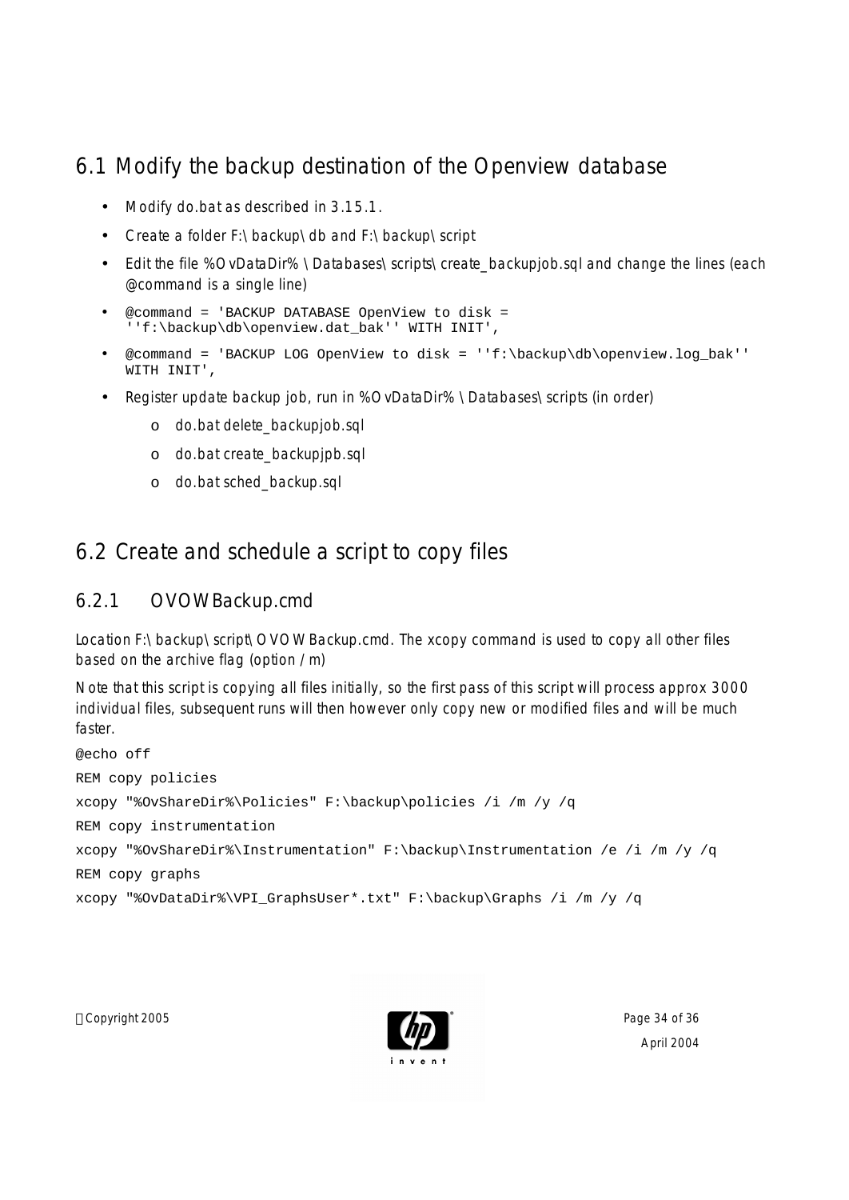## 6.1 Modify the backup destination of the Openview database

- Modify do.bat as described in 3.15.1.
- Create a folder F:\backup\db and F:\backup\script
- Edit the file %OvDataDir%\Databases\scripts\create_backupjob.sql and change the lines (each @command is a single line)
- `@command = 'BACKUP DATABASE OpenView to disk = ''f:\backup\db\openview.dat_bak'' WITH INIT',`
- `@command = 'BACKUP LOG OpenView to disk = ''f:\backup\db\openview.log_bak'' WITH INIT',`
- Register update backup job, run in %OvDataDir%\Databases\scripts (in order)
  - do.bat delete_backupjob.sql
  - do.bat create_backupjpb.sql
  - do.bat sched_backup.sql

## 6.2 Create and schedule a script to copy files

### 6.2.1 OVOWBackup.cmd

Location F:\backup\script\OVOWBackup.cmd. The xcopy command is used to copy all other files based on the archive flag (option /m)

Note that this script is copying all files initially, so the first pass of this script will process approx 3000 individual files, subsequent runs will then however only copy new or modified files and will be much faster.

```
@echo off
REM copy policies
xcopy "%OvShareDir%\Policies" F:\backup\policies /i /m /y /q
REM copy instrumentation
xcopy "%OvShareDir%\Instrumentation" F:\backup\Instrumentation /e /i /m /y /q
REM copy graphs
xcopy "%OvDataDir%\VPI_GraphsUser*.txt" F:\backup\Graphs /i /m /y /q
```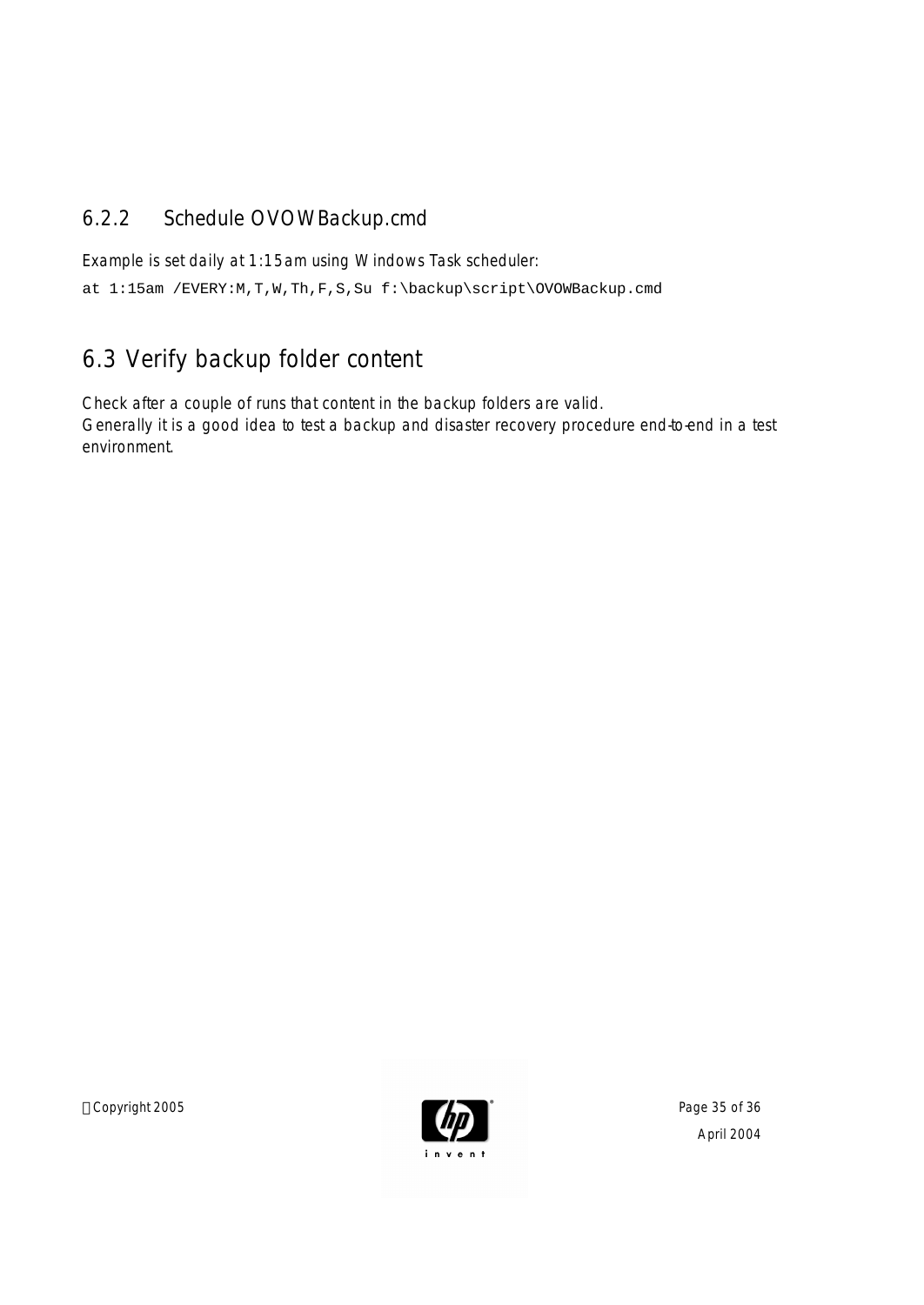### 6.2.2 Schedule OVOWBackup.cmd

Example is set daily at 1:15am using Windows Task scheduler:

```
at 1:15am /EVERY:M,T,W,Th,F,S,Su f:\backup\script\OVOWBackup.cmd
```

## 6.3 Verify backup folder content

Check after a couple of runs that content in the backup folders are valid.
Generally it is a good idea to test a backup and disaster recovery procedure end-to-end in a test environment.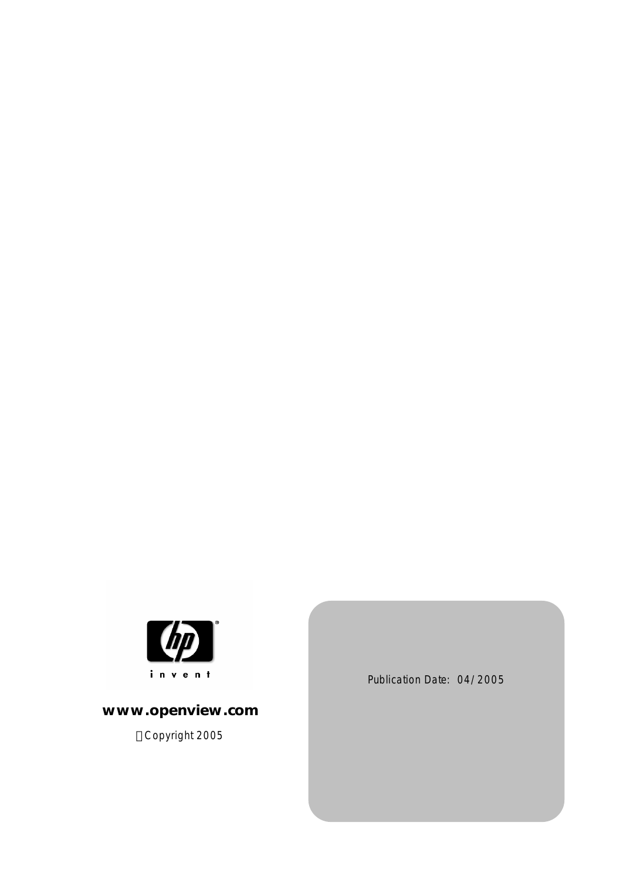invent

**www.openview.com**

Copyright 2005

Publication Date: 04/2005